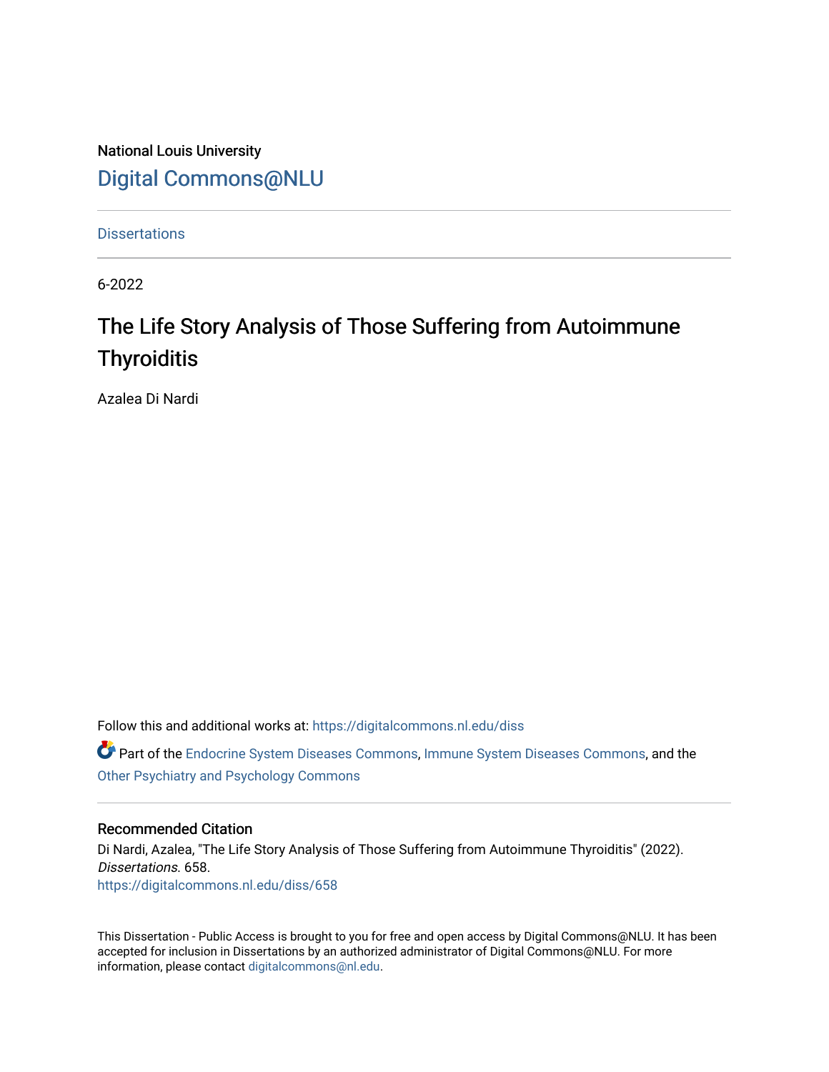National Louis University

Digital Commons@NLU

---

Dissertations

---

6-2022

# The Life Story Analysis of Those Suffering from Autoimmune Thyroiditis

Azalea Di Nardi

Follow this and additional works at: https://digitalcommons.nl.edu/diss

Part of the Endocrine System Diseases Commons, Immune System Diseases Commons, and the Other Psychiatry and Psychology Commons

---

### Recommended Citation

Di Nardi, Azalea, "The Life Story Analysis of Those Suffering from Autoimmune Thyroiditis" (2022). *Dissertations*. 658.
https://digitalcommons.nl.edu/diss/658

---

This Dissertation - Public Access is brought to you for free and open access by Digital Commons@NLU. It has been accepted for inclusion in Dissertations by an authorized administrator of Digital Commons@NLU. For more information, please contact digitalcommons@nl.edu.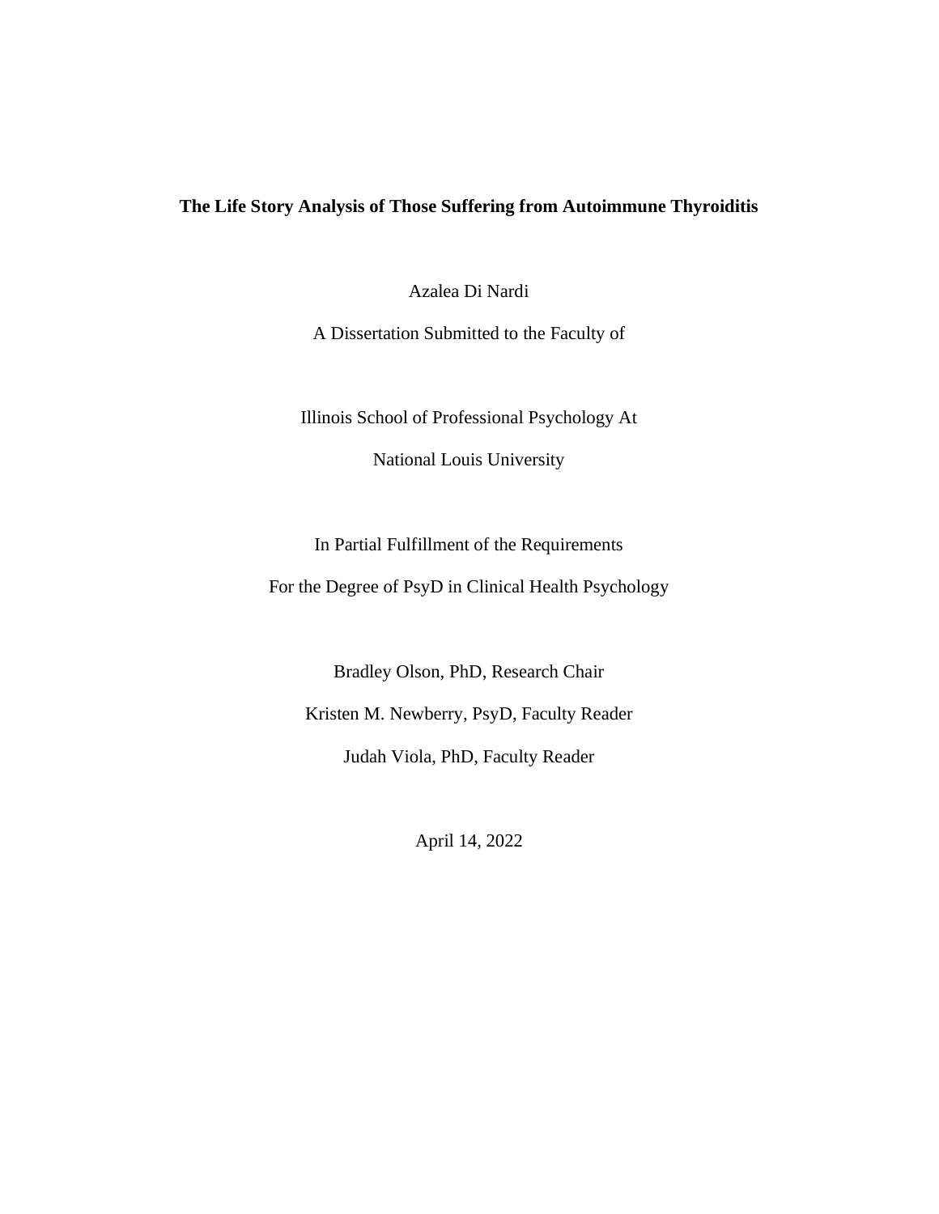**The Life Story Analysis of Those Suffering from Autoimmune Thyroiditis**

Azalea Di Nardi

A Dissertation Submitted to the Faculty of

Illinois School of Professional Psychology At

National Louis University

In Partial Fulfillment of the Requirements

For the Degree of PsyD in Clinical Health Psychology

Bradley Olson, PhD, Research Chair

Kristen M. Newberry, PsyD, Faculty Reader

Judah Viola, PhD, Faculty Reader

April 14, 2022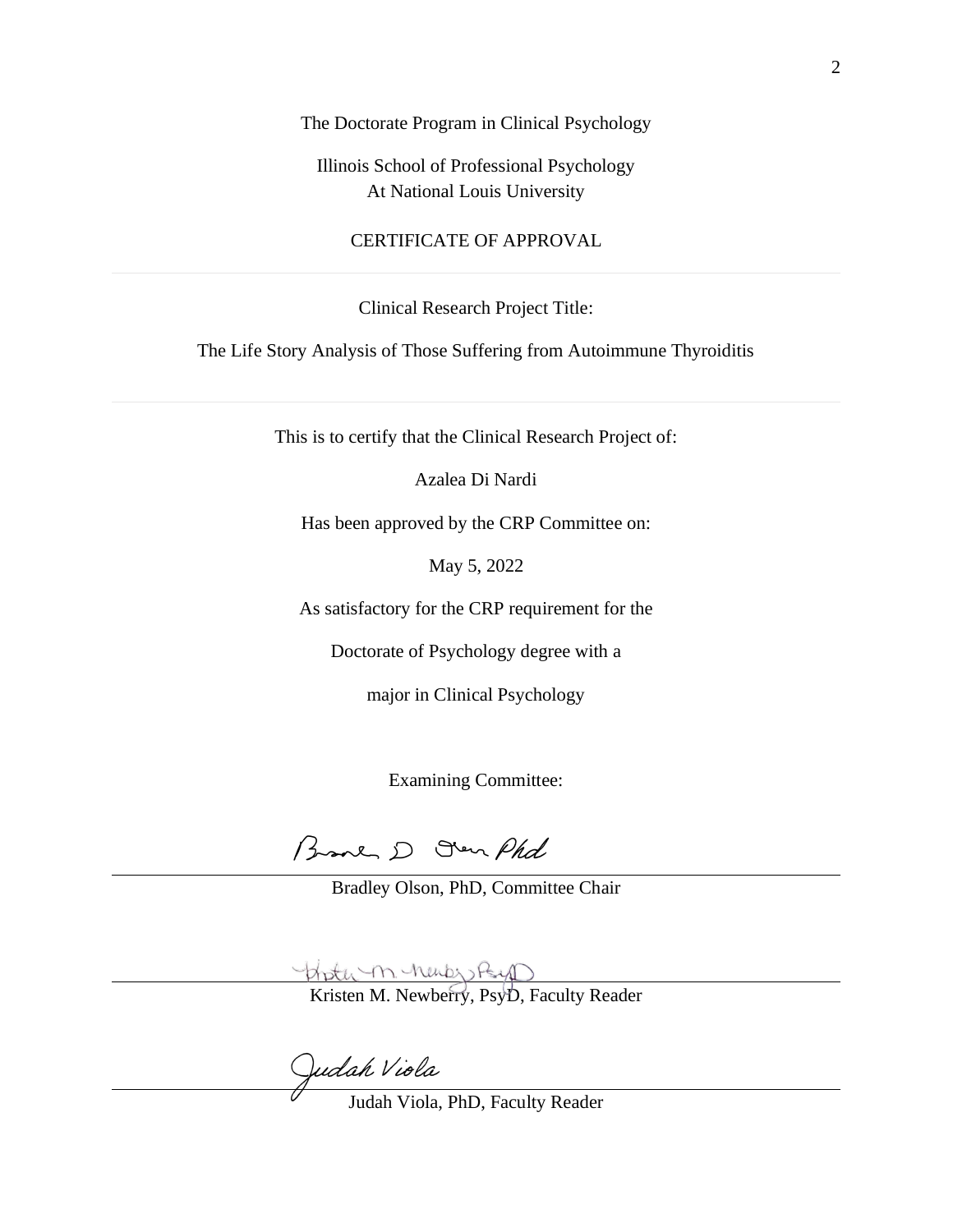The Doctorate Program in Clinical Psychology

Illinois School of Professional Psychology
At National Louis University

CERTIFICATE OF APPROVAL

---

Clinical Research Project Title:

The Life Story Analysis of Those Suffering from Autoimmune Thyroiditis

---

This is to certify that the Clinical Research Project of:

Azalea Di Nardi

Has been approved by the CRP Committee on:

May 5, 2022

As satisfactory for the CRP requirement for the

Doctorate of Psychology degree with a

major in Clinical Psychology

Examining Committee:

Bradley D Olson PhD

___________________________________

Bradley Olson, PhD, Committee Chair

Kristen M. Newberry, PsyD

___________________________________

Kristen M. Newberry, PsyD, Faculty Reader

Judah Viola

___________________________________

Judah Viola, PhD, Faculty Reader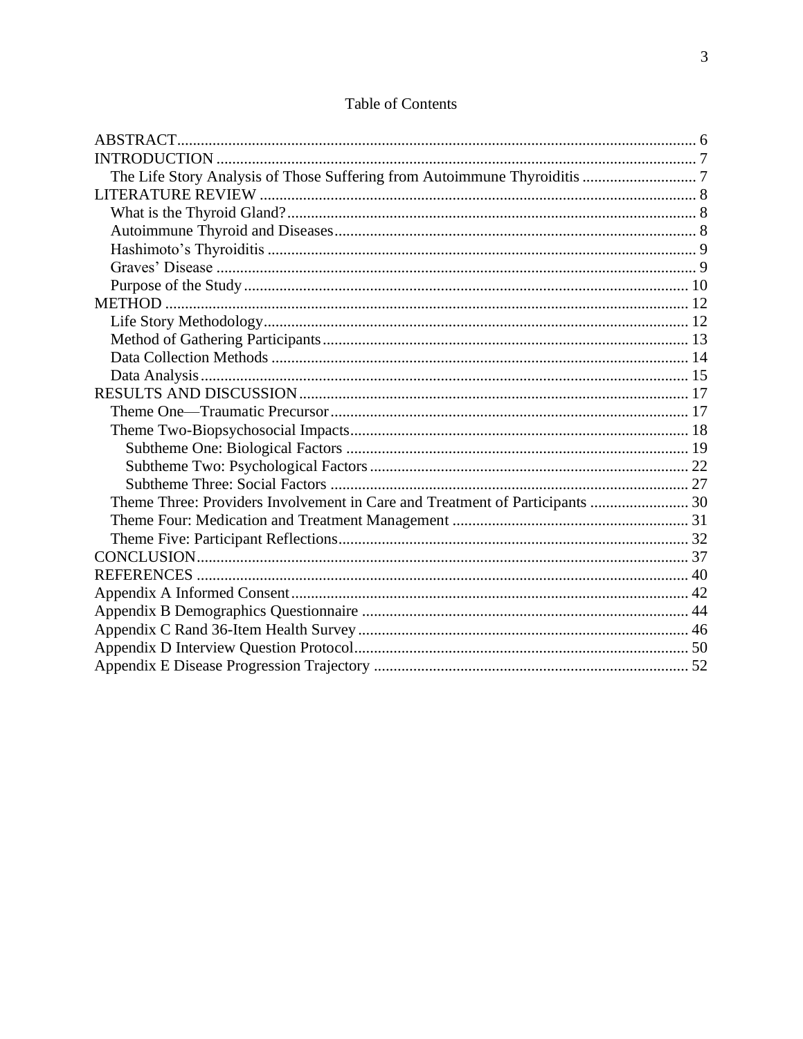# Table of Contents

ABSTRACT ........................................................................................................................ 6
INTRODUCTION ................................................................................................................ 7
  The Life Story Analysis of Those Suffering from Autoimmune Thyroiditis ............................. 7
LITERATURE REVIEW ....................................................................................................... 8
  What is the Thyroid Gland? ............................................................................................. 8
  Autoimmune Thyroid and Diseases .................................................................................. 8
  Hashimoto's Thyroiditis ................................................................................................... 9
  Graves' Disease ............................................................................................................... 9
  Purpose of the Study ....................................................................................................... 10
METHOD ........................................................................................................................... 12
  Life Story Methodology ................................................................................................... 12
  Method of Gathering Participants .................................................................................... 13
  Data Collection Methods ................................................................................................. 14
  Data Analysis .................................................................................................................. 15
RESULTS AND DISCUSSION ............................................................................................ 17
  Theme One—Traumatic Precursor ................................................................................... 17
  Theme Two-Biopsychosocial Impacts .............................................................................. 18
    Subtheme One: Biological Factors ................................................................................ 19
    Subtheme Two: Psychological Factors ........................................................................... 22
    Subtheme Three: Social Factors .................................................................................... 27
  Theme Three: Providers Involvement in Care and Treatment of Participants ........................ 30
  Theme Four: Medication and Treatment Management ........................................................ 31
  Theme Five: Participant Reflections .................................................................................. 32
CONCLUSION .................................................................................................................... 37
REFERENCES .................................................................................................................... 40
Appendix A Informed Consent ............................................................................................ 42
Appendix B Demographics Questionnaire ............................................................................ 44
Appendix C Rand 36-Item Health Survey ............................................................................ 46
Appendix D Interview Question Protocol ............................................................................. 50
Appendix E Disease Progression Trajectory ........................................................................ 52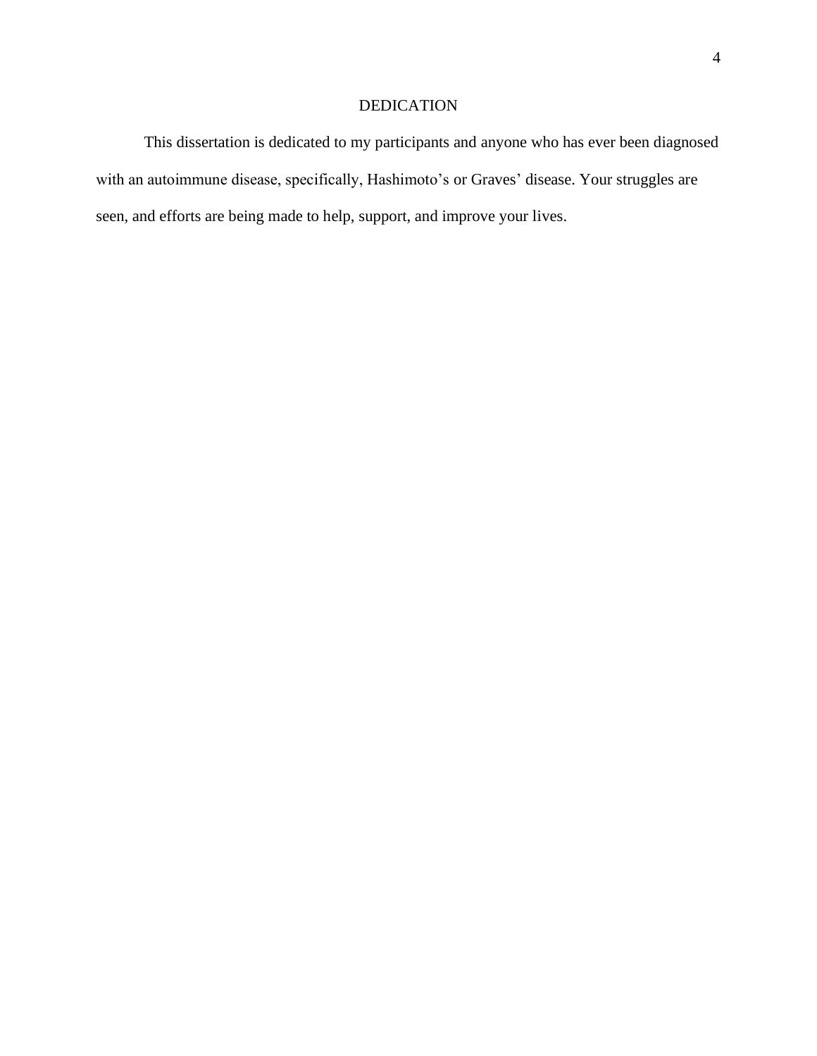# DEDICATION

This dissertation is dedicated to my participants and anyone who has ever been diagnosed with an autoimmune disease, specifically, Hashimoto's or Graves' disease. Your struggles are seen, and efforts are being made to help, support, and improve your lives.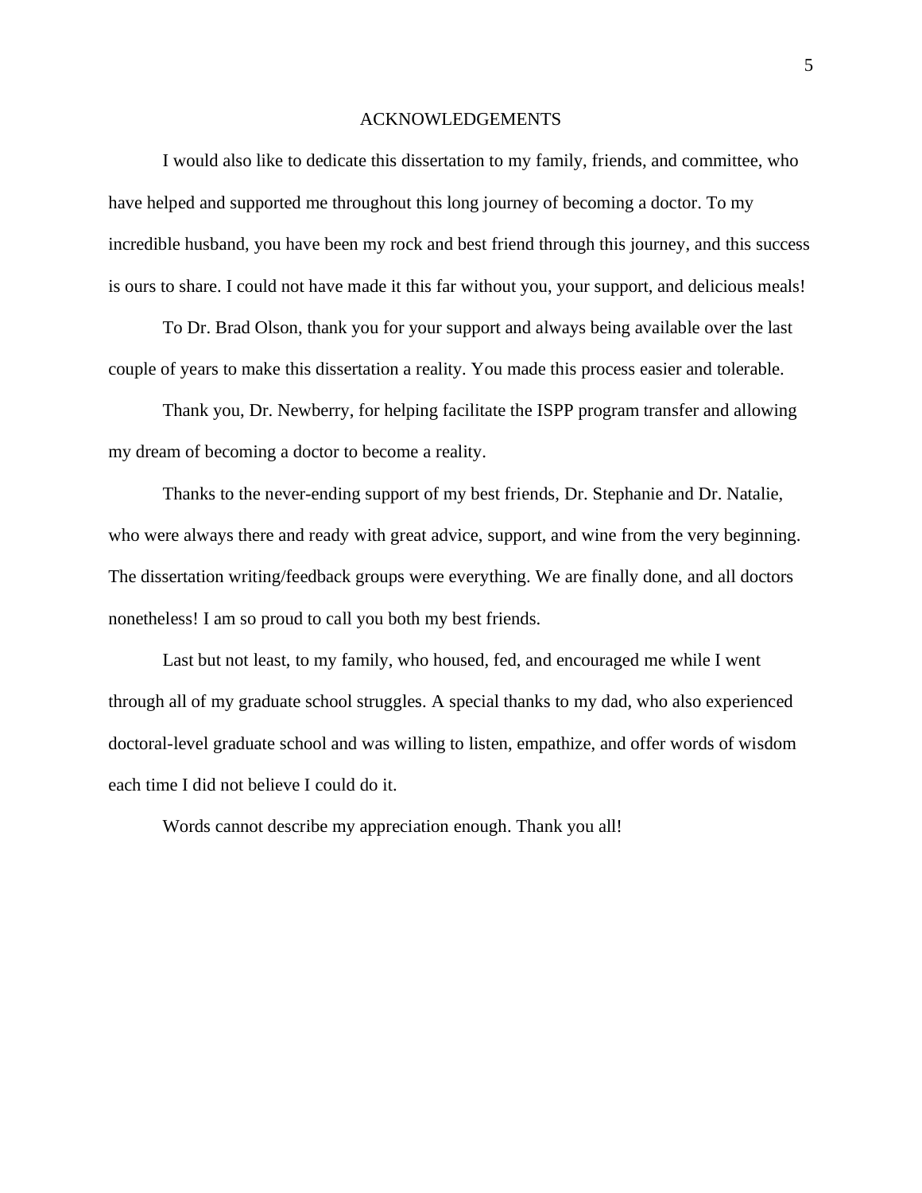# ACKNOWLEDGEMENTS

I would also like to dedicate this dissertation to my family, friends, and committee, who have helped and supported me throughout this long journey of becoming a doctor. To my incredible husband, you have been my rock and best friend through this journey, and this success is ours to share. I could not have made it this far without you, your support, and delicious meals!

To Dr. Brad Olson, thank you for your support and always being available over the last couple of years to make this dissertation a reality. You made this process easier and tolerable.

Thank you, Dr. Newberry, for helping facilitate the ISPP program transfer and allowing my dream of becoming a doctor to become a reality.

Thanks to the never-ending support of my best friends, Dr. Stephanie and Dr. Natalie, who were always there and ready with great advice, support, and wine from the very beginning. The dissertation writing/feedback groups were everything. We are finally done, and all doctors nonetheless! I am so proud to call you both my best friends.

Last but not least, to my family, who housed, fed, and encouraged me while I went through all of my graduate school struggles. A special thanks to my dad, who also experienced doctoral-level graduate school and was willing to listen, empathize, and offer words of wisdom each time I did not believe I could do it.

Words cannot describe my appreciation enough. Thank you all!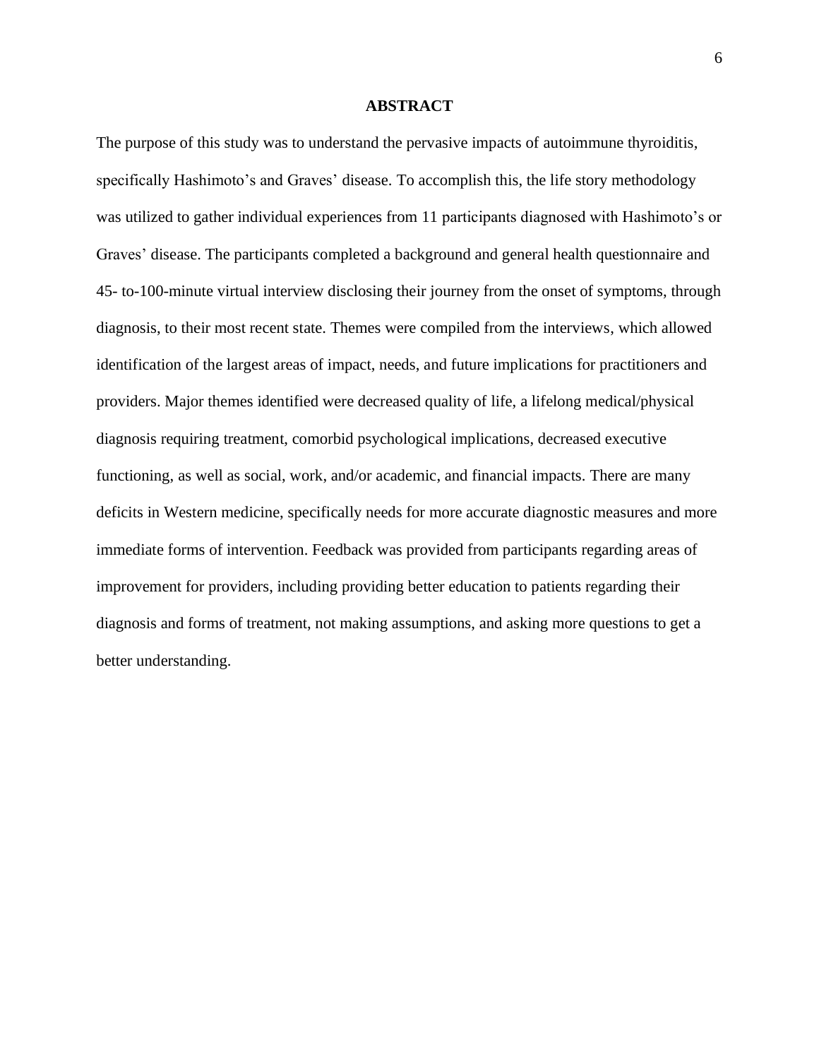# ABSTRACT

The purpose of this study was to understand the pervasive impacts of autoimmune thyroiditis, specifically Hashimoto's and Graves' disease. To accomplish this, the life story methodology was utilized to gather individual experiences from 11 participants diagnosed with Hashimoto's or Graves' disease. The participants completed a background and general health questionnaire and 45- to-100-minute virtual interview disclosing their journey from the onset of symptoms, through diagnosis, to their most recent state. Themes were compiled from the interviews, which allowed identification of the largest areas of impact, needs, and future implications for practitioners and providers. Major themes identified were decreased quality of life, a lifelong medical/physical diagnosis requiring treatment, comorbid psychological implications, decreased executive functioning, as well as social, work, and/or academic, and financial impacts. There are many deficits in Western medicine, specifically needs for more accurate diagnostic measures and more immediate forms of intervention. Feedback was provided from participants regarding areas of improvement for providers, including providing better education to patients regarding their diagnosis and forms of treatment, not making assumptions, and asking more questions to get a better understanding.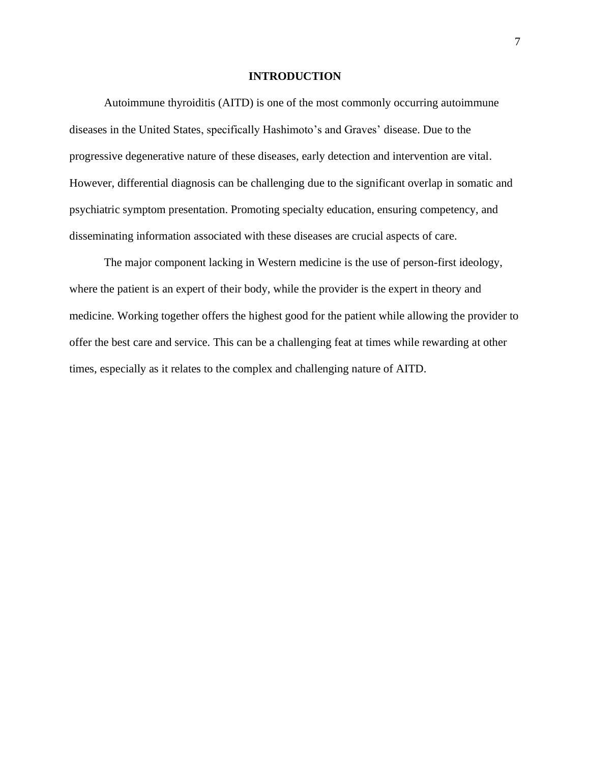# INTRODUCTION

Autoimmune thyroiditis (AITD) is one of the most commonly occurring autoimmune diseases in the United States, specifically Hashimoto's and Graves' disease. Due to the progressive degenerative nature of these diseases, early detection and intervention are vital. However, differential diagnosis can be challenging due to the significant overlap in somatic and psychiatric symptom presentation. Promoting specialty education, ensuring competency, and disseminating information associated with these diseases are crucial aspects of care.

The major component lacking in Western medicine is the use of person-first ideology, where the patient is an expert of their body, while the provider is the expert in theory and medicine. Working together offers the highest good for the patient while allowing the provider to offer the best care and service. This can be a challenging feat at times while rewarding at other times, especially as it relates to the complex and challenging nature of AITD.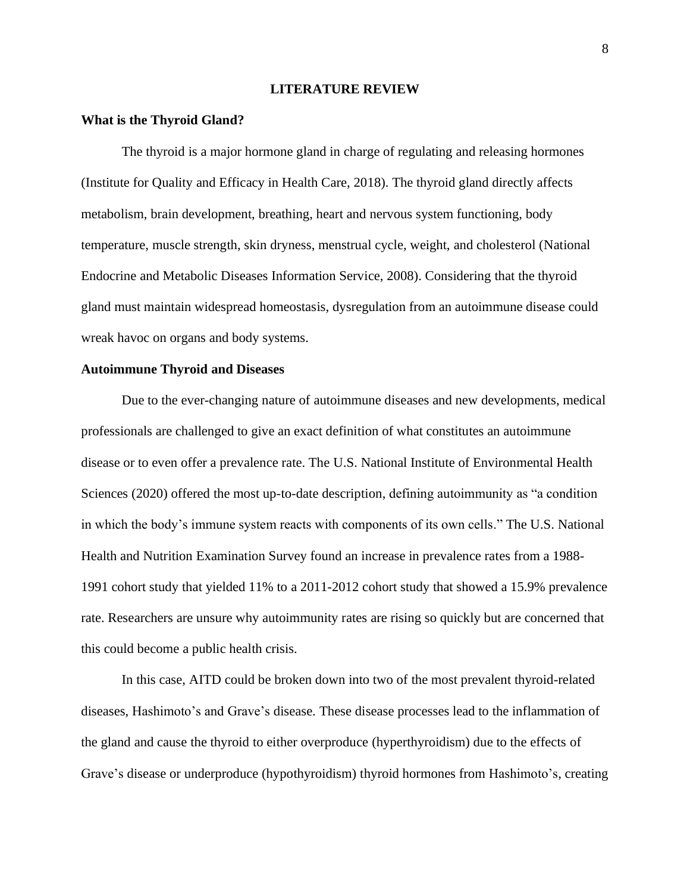# LITERATURE REVIEW

## What is the Thyroid Gland?

The thyroid is a major hormone gland in charge of regulating and releasing hormones (Institute for Quality and Efficacy in Health Care, 2018). The thyroid gland directly affects metabolism, brain development, breathing, heart and nervous system functioning, body temperature, muscle strength, skin dryness, menstrual cycle, weight, and cholesterol (National Endocrine and Metabolic Diseases Information Service, 2008). Considering that the thyroid gland must maintain widespread homeostasis, dysregulation from an autoimmune disease could wreak havoc on organs and body systems.

## Autoimmune Thyroid and Diseases

Due to the ever-changing nature of autoimmune diseases and new developments, medical professionals are challenged to give an exact definition of what constitutes an autoimmune disease or to even offer a prevalence rate. The U.S. National Institute of Environmental Health Sciences (2020) offered the most up-to-date description, defining autoimmunity as "a condition in which the body's immune system reacts with components of its own cells." The U.S. National Health and Nutrition Examination Survey found an increase in prevalence rates from a 1988-1991 cohort study that yielded 11% to a 2011-2012 cohort study that showed a 15.9% prevalence rate. Researchers are unsure why autoimmunity rates are rising so quickly but are concerned that this could become a public health crisis.

In this case, AITD could be broken down into two of the most prevalent thyroid-related diseases, Hashimoto's and Grave's disease. These disease processes lead to the inflammation of the gland and cause the thyroid to either overproduce (hyperthyroidism) due to the effects of Grave's disease or underproduce (hypothyroidism) thyroid hormones from Hashimoto's, creating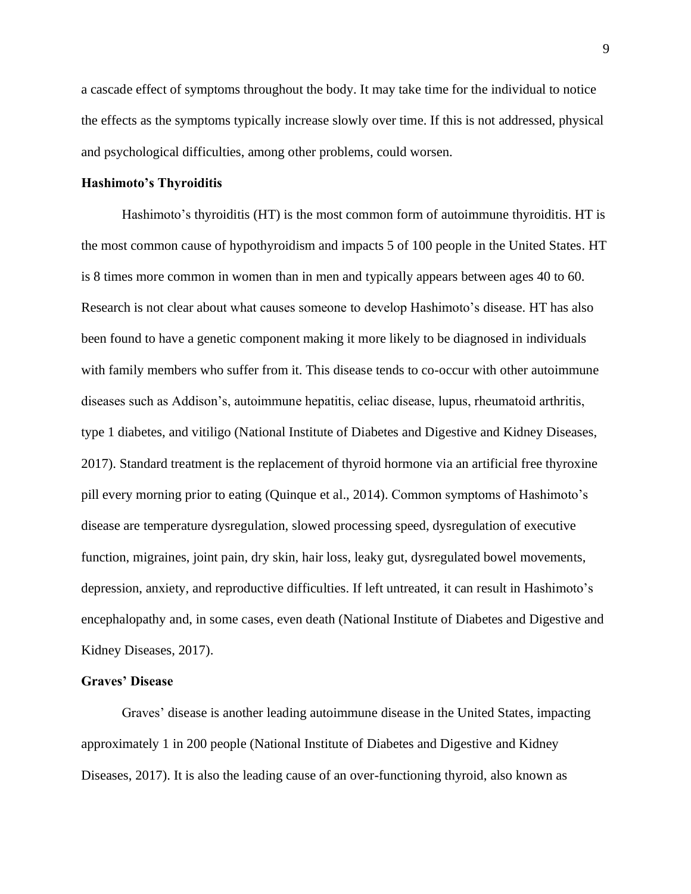a cascade effect of symptoms throughout the body. It may take time for the individual to notice the effects as the symptoms typically increase slowly over time. If this is not addressed, physical and psychological difficulties, among other problems, could worsen.

**Hashimoto's Thyroiditis**

Hashimoto's thyroiditis (HT) is the most common form of autoimmune thyroiditis. HT is the most common cause of hypothyroidism and impacts 5 of 100 people in the United States. HT is 8 times more common in women than in men and typically appears between ages 40 to 60. Research is not clear about what causes someone to develop Hashimoto's disease. HT has also been found to have a genetic component making it more likely to be diagnosed in individuals with family members who suffer from it. This disease tends to co-occur with other autoimmune diseases such as Addison's, autoimmune hepatitis, celiac disease, lupus, rheumatoid arthritis, type 1 diabetes, and vitiligo (National Institute of Diabetes and Digestive and Kidney Diseases, 2017). Standard treatment is the replacement of thyroid hormone via an artificial free thyroxine pill every morning prior to eating (Quinque et al., 2014). Common symptoms of Hashimoto's disease are temperature dysregulation, slowed processing speed, dysregulation of executive function, migraines, joint pain, dry skin, hair loss, leaky gut, dysregulated bowel movements, depression, anxiety, and reproductive difficulties. If left untreated, it can result in Hashimoto's encephalopathy and, in some cases, even death (National Institute of Diabetes and Digestive and Kidney Diseases, 2017).

**Graves' Disease**

Graves' disease is another leading autoimmune disease in the United States, impacting approximately 1 in 200 people (National Institute of Diabetes and Digestive and Kidney Diseases, 2017). It is also the leading cause of an over-functioning thyroid, also known as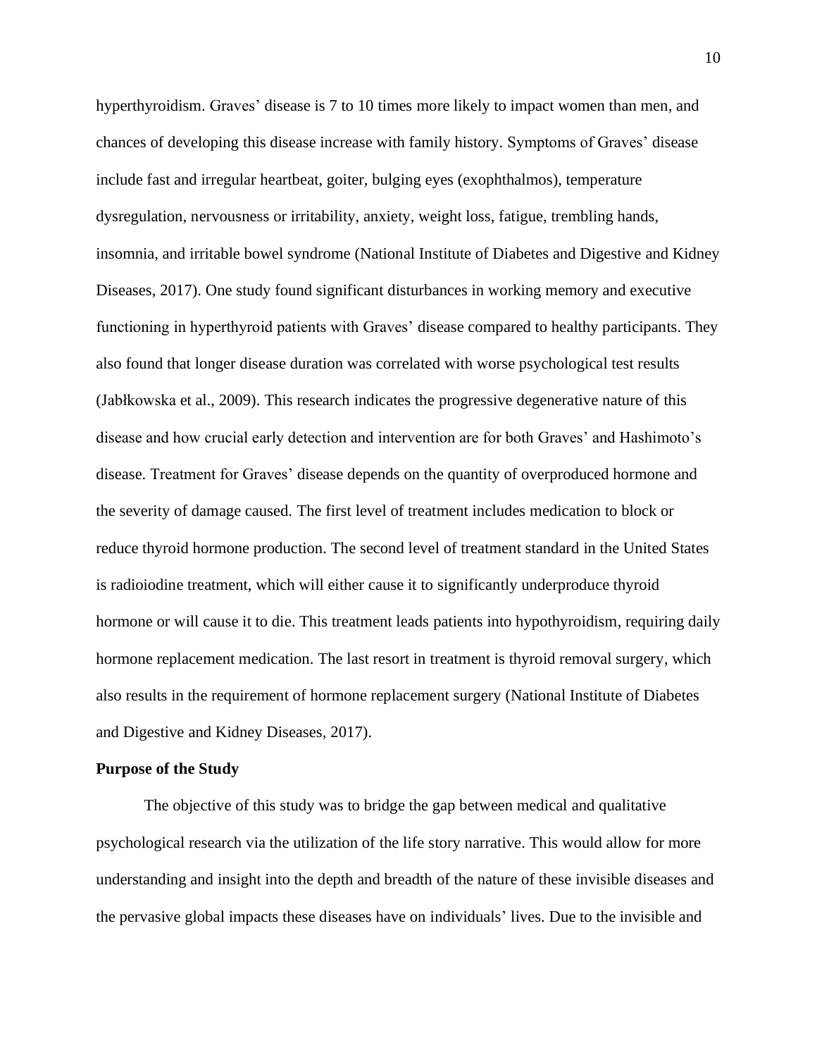hyperthyroidism. Graves' disease is 7 to 10 times more likely to impact women than men, and chances of developing this disease increase with family history. Symptoms of Graves' disease include fast and irregular heartbeat, goiter, bulging eyes (exophthalmos), temperature dysregulation, nervousness or irritability, anxiety, weight loss, fatigue, trembling hands, insomnia, and irritable bowel syndrome (National Institute of Diabetes and Digestive and Kidney Diseases, 2017). One study found significant disturbances in working memory and executive functioning in hyperthyroid patients with Graves' disease compared to healthy participants. They also found that longer disease duration was correlated with worse psychological test results (Jabłkowska et al., 2009). This research indicates the progressive degenerative nature of this disease and how crucial early detection and intervention are for both Graves' and Hashimoto's disease. Treatment for Graves' disease depends on the quantity of overproduced hormone and the severity of damage caused. The first level of treatment includes medication to block or reduce thyroid hormone production. The second level of treatment standard in the United States is radioiodine treatment, which will either cause it to significantly underproduce thyroid hormone or will cause it to die. This treatment leads patients into hypothyroidism, requiring daily hormone replacement medication. The last resort in treatment is thyroid removal surgery, which also results in the requirement of hormone replacement surgery (National Institute of Diabetes and Digestive and Kidney Diseases, 2017).

**Purpose of the Study**

The objective of this study was to bridge the gap between medical and qualitative psychological research via the utilization of the life story narrative. This would allow for more understanding and insight into the depth and breadth of the nature of these invisible diseases and the pervasive global impacts these diseases have on individuals' lives. Due to the invisible and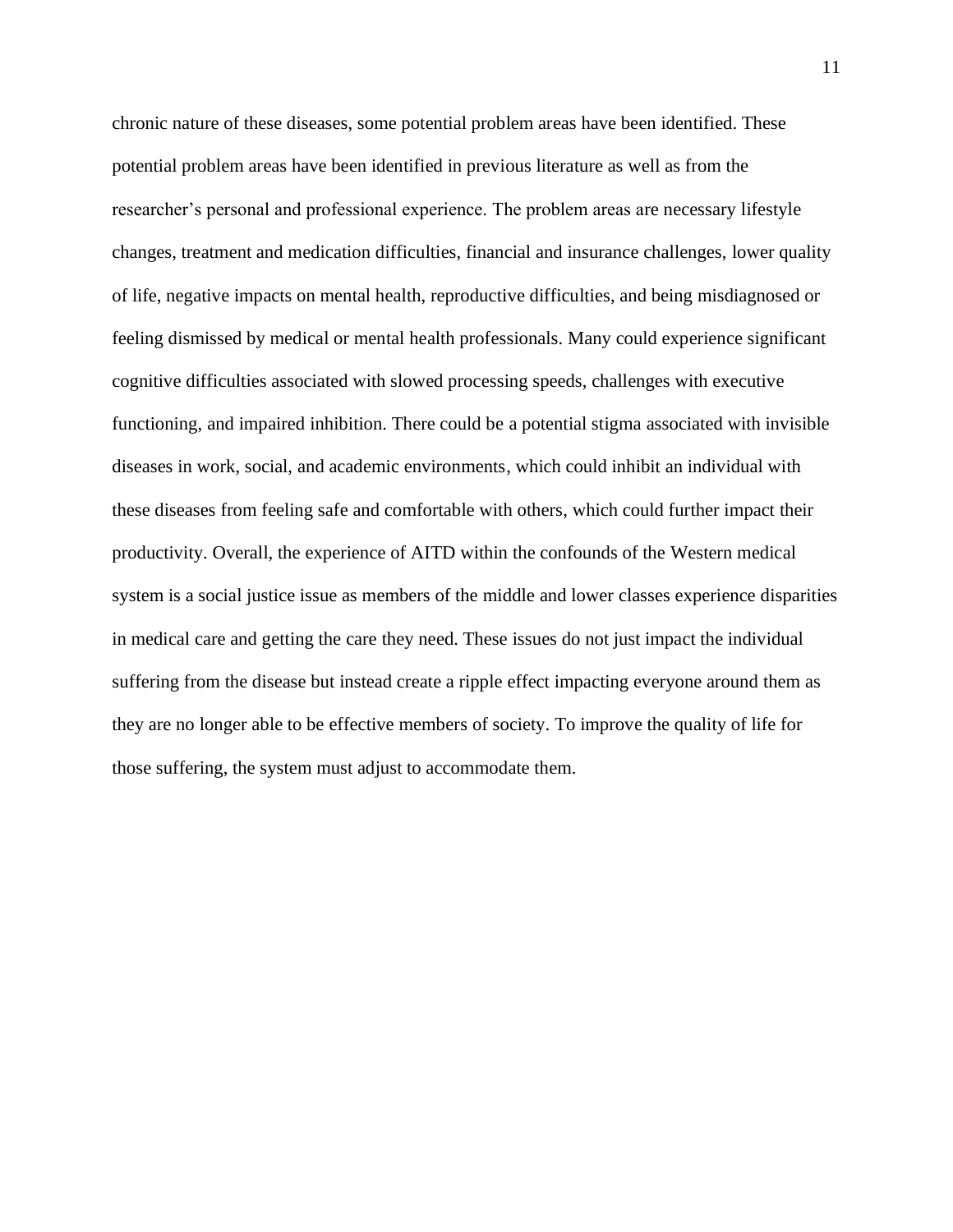chronic nature of these diseases, some potential problem areas have been identified. These potential problem areas have been identified in previous literature as well as from the researcher's personal and professional experience. The problem areas are necessary lifestyle changes, treatment and medication difficulties, financial and insurance challenges, lower quality of life, negative impacts on mental health, reproductive difficulties, and being misdiagnosed or feeling dismissed by medical or mental health professionals. Many could experience significant cognitive difficulties associated with slowed processing speeds, challenges with executive functioning, and impaired inhibition. There could be a potential stigma associated with invisible diseases in work, social, and academic environments, which could inhibit an individual with these diseases from feeling safe and comfortable with others, which could further impact their productivity. Overall, the experience of AITD within the confounds of the Western medical system is a social justice issue as members of the middle and lower classes experience disparities in medical care and getting the care they need. These issues do not just impact the individual suffering from the disease but instead create a ripple effect impacting everyone around them as they are no longer able to be effective members of society. To improve the quality of life for those suffering, the system must adjust to accommodate them.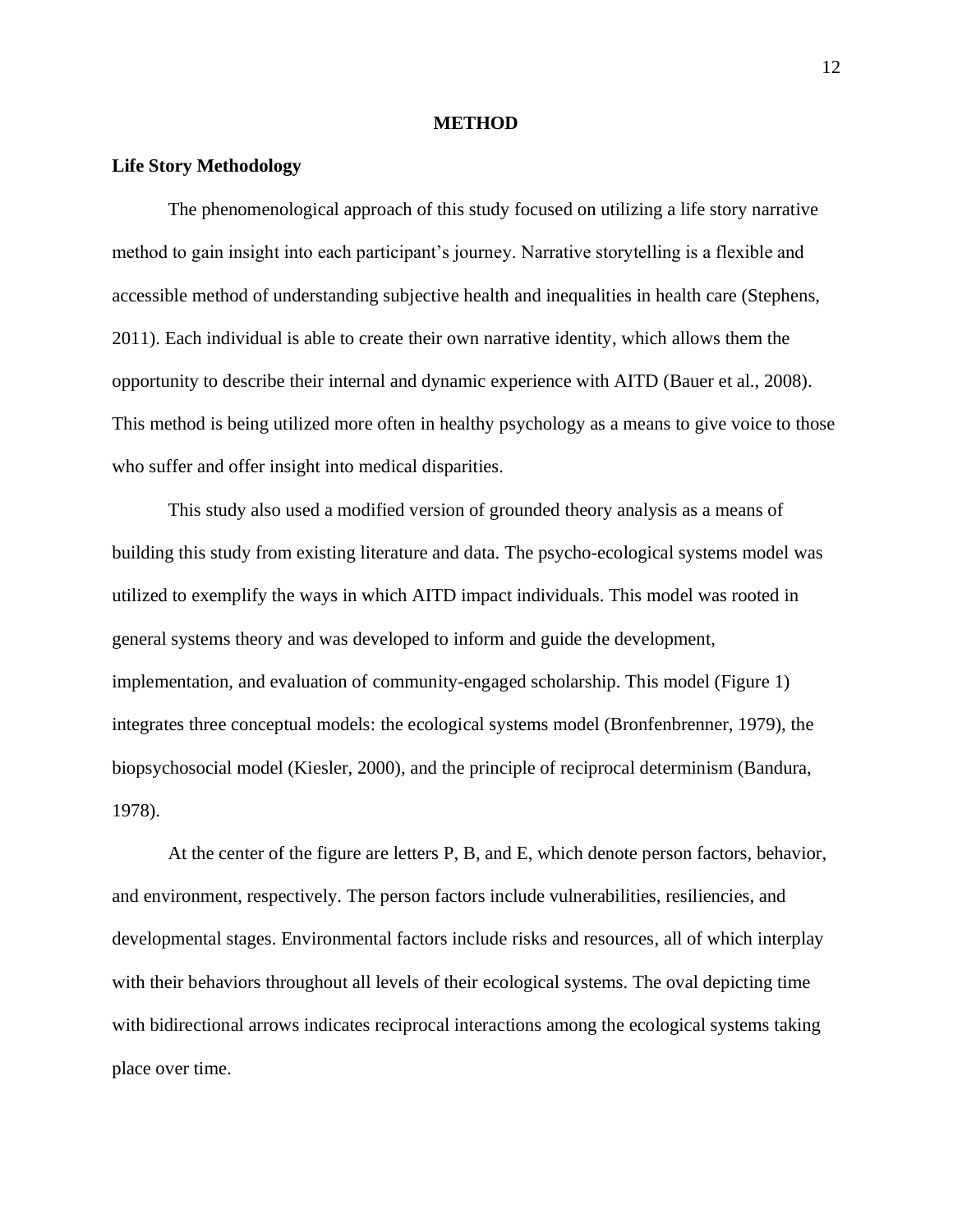# METHOD

## Life Story Methodology

The phenomenological approach of this study focused on utilizing a life story narrative method to gain insight into each participant's journey. Narrative storytelling is a flexible and accessible method of understanding subjective health and inequalities in health care (Stephens, 2011). Each individual is able to create their own narrative identity, which allows them the opportunity to describe their internal and dynamic experience with AITD (Bauer et al., 2008). This method is being utilized more often in healthy psychology as a means to give voice to those who suffer and offer insight into medical disparities.

This study also used a modified version of grounded theory analysis as a means of building this study from existing literature and data. The psycho-ecological systems model was utilized to exemplify the ways in which AITD impact individuals. This model was rooted in general systems theory and was developed to inform and guide the development, implementation, and evaluation of community-engaged scholarship. This model (Figure 1) integrates three conceptual models: the ecological systems model (Bronfenbrenner, 1979), the biopsychosocial model (Kiesler, 2000), and the principle of reciprocal determinism (Bandura, 1978).

At the center of the figure are letters P, B, and E, which denote person factors, behavior, and environment, respectively. The person factors include vulnerabilities, resiliencies, and developmental stages. Environmental factors include risks and resources, all of which interplay with their behaviors throughout all levels of their ecological systems. The oval depicting time with bidirectional arrows indicates reciprocal interactions among the ecological systems taking place over time.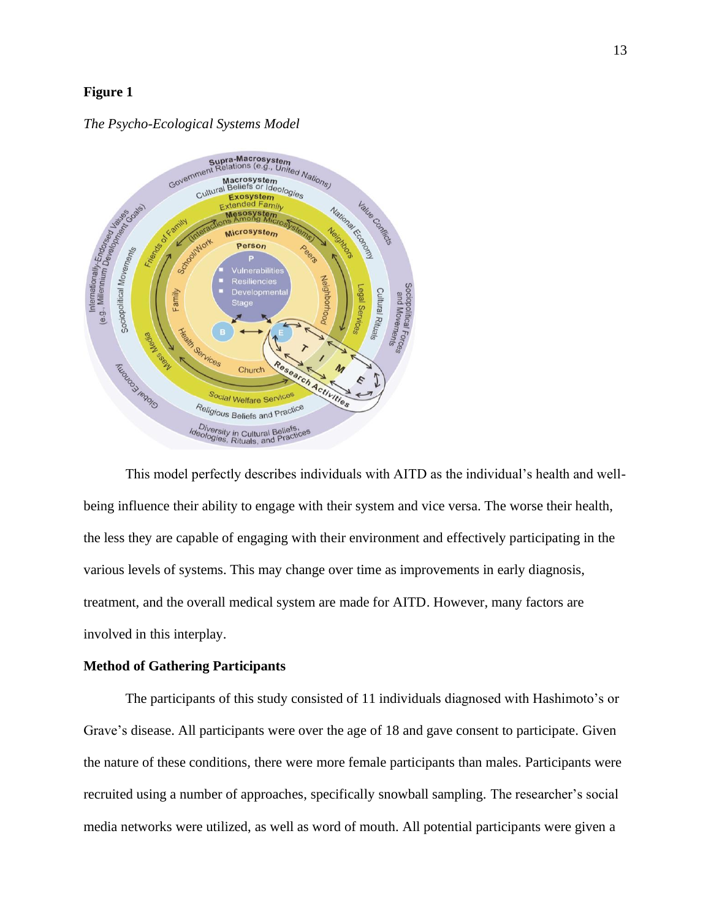**Figure 1**

*The Psycho-Ecological Systems Model*

This model perfectly describes individuals with AITD as the individual's health and well-being influence their ability to engage with their system and vice versa. The worse their health, the less they are capable of engaging with their environment and effectively participating in the various levels of systems. This may change over time as improvements in early diagnosis, treatment, and the overall medical system are made for AITD. However, many factors are involved in this interplay.

**Method of Gathering Participants**

The participants of this study consisted of 11 individuals diagnosed with Hashimoto's or Grave's disease. All participants were over the age of 18 and gave consent to participate. Given the nature of these conditions, there were more female participants than males. Participants were recruited using a number of approaches, specifically snowball sampling. The researcher's social media networks were utilized, as well as word of mouth. All potential participants were given a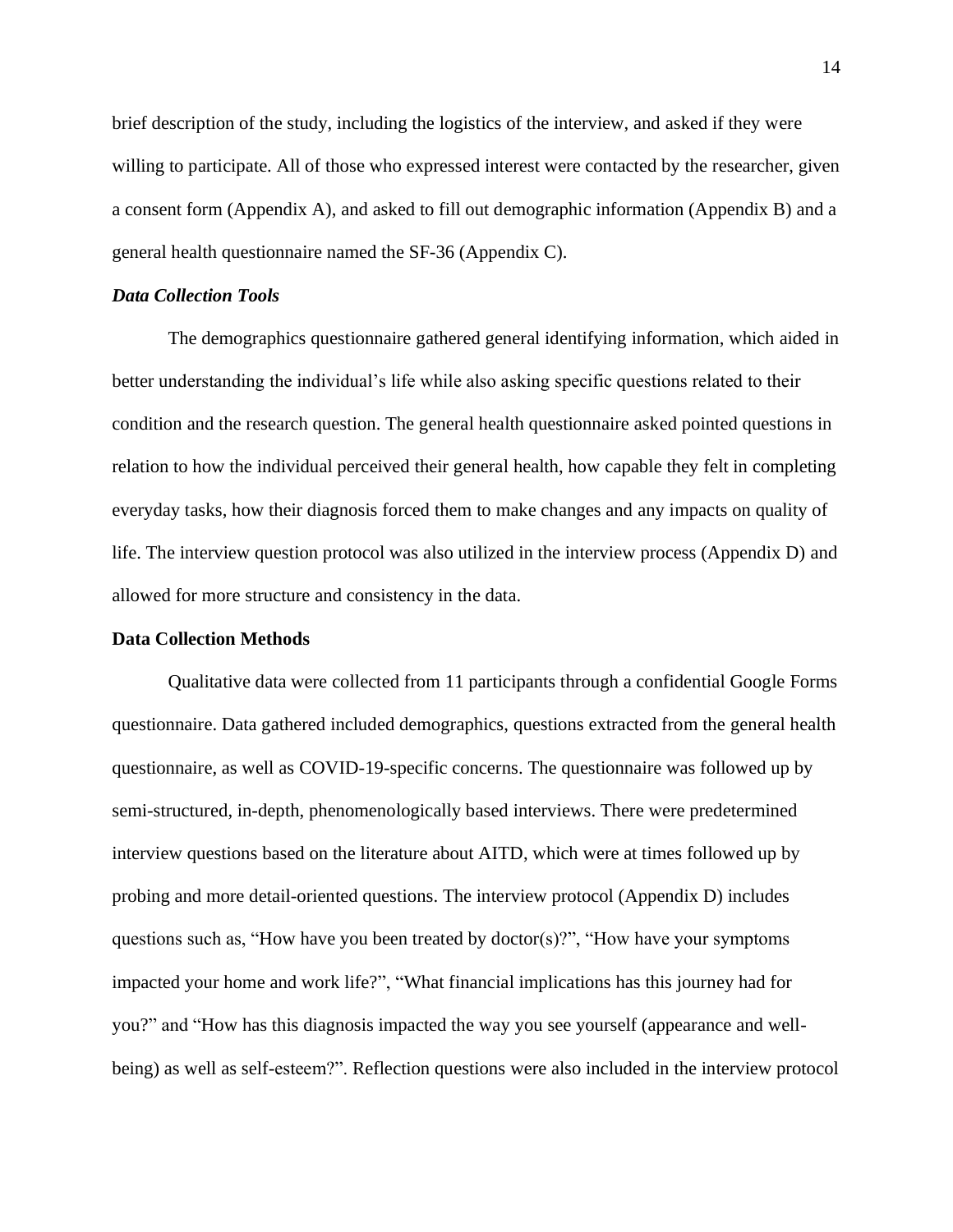brief description of the study, including the logistics of the interview, and asked if they were willing to participate. All of those who expressed interest were contacted by the researcher, given a consent form (Appendix A), and asked to fill out demographic information (Appendix B) and a general health questionnaire named the SF-36 (Appendix C).

### *Data Collection Tools*

The demographics questionnaire gathered general identifying information, which aided in better understanding the individual's life while also asking specific questions related to their condition and the research question. The general health questionnaire asked pointed questions in relation to how the individual perceived their general health, how capable they felt in completing everyday tasks, how their diagnosis forced them to make changes and any impacts on quality of life. The interview question protocol was also utilized in the interview process (Appendix D) and allowed for more structure and consistency in the data.

## **Data Collection Methods**

Qualitative data were collected from 11 participants through a confidential Google Forms questionnaire. Data gathered included demographics, questions extracted from the general health questionnaire, as well as COVID-19-specific concerns. The questionnaire was followed up by semi-structured, in-depth, phenomenologically based interviews. There were predetermined interview questions based on the literature about AITD, which were at times followed up by probing and more detail-oriented questions. The interview protocol (Appendix D) includes questions such as, "How have you been treated by doctor(s)?", "How have your symptoms impacted your home and work life?", "What financial implications has this journey had for you?" and "How has this diagnosis impacted the way you see yourself (appearance and well-being) as well as self-esteem?". Reflection questions were also included in the interview protocol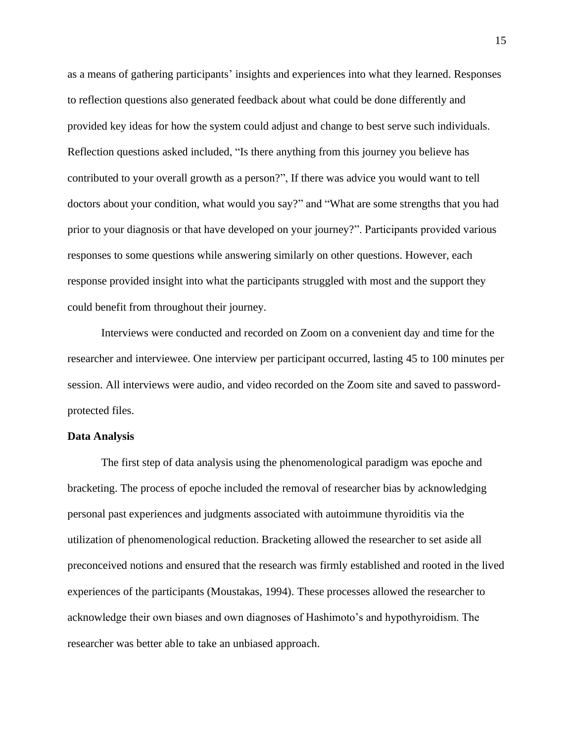as a means of gathering participants' insights and experiences into what they learned. Responses to reflection questions also generated feedback about what could be done differently and provided key ideas for how the system could adjust and change to best serve such individuals. Reflection questions asked included, "Is there anything from this journey you believe has contributed to your overall growth as a person?", If there was advice you would want to tell doctors about your condition, what would you say?" and "What are some strengths that you had prior to your diagnosis or that have developed on your journey?". Participants provided various responses to some questions while answering similarly on other questions. However, each response provided insight into what the participants struggled with most and the support they could benefit from throughout their journey.

Interviews were conducted and recorded on Zoom on a convenient day and time for the researcher and interviewee. One interview per participant occurred, lasting 45 to 100 minutes per session. All interviews were audio, and video recorded on the Zoom site and saved to password-protected files.

**Data Analysis**

The first step of data analysis using the phenomenological paradigm was epoche and bracketing. The process of epoche included the removal of researcher bias by acknowledging personal past experiences and judgments associated with autoimmune thyroiditis via the utilization of phenomenological reduction. Bracketing allowed the researcher to set aside all preconceived notions and ensured that the research was firmly established and rooted in the lived experiences of the participants (Moustakas, 1994). These processes allowed the researcher to acknowledge their own biases and own diagnoses of Hashimoto's and hypothyroidism. The researcher was better able to take an unbiased approach.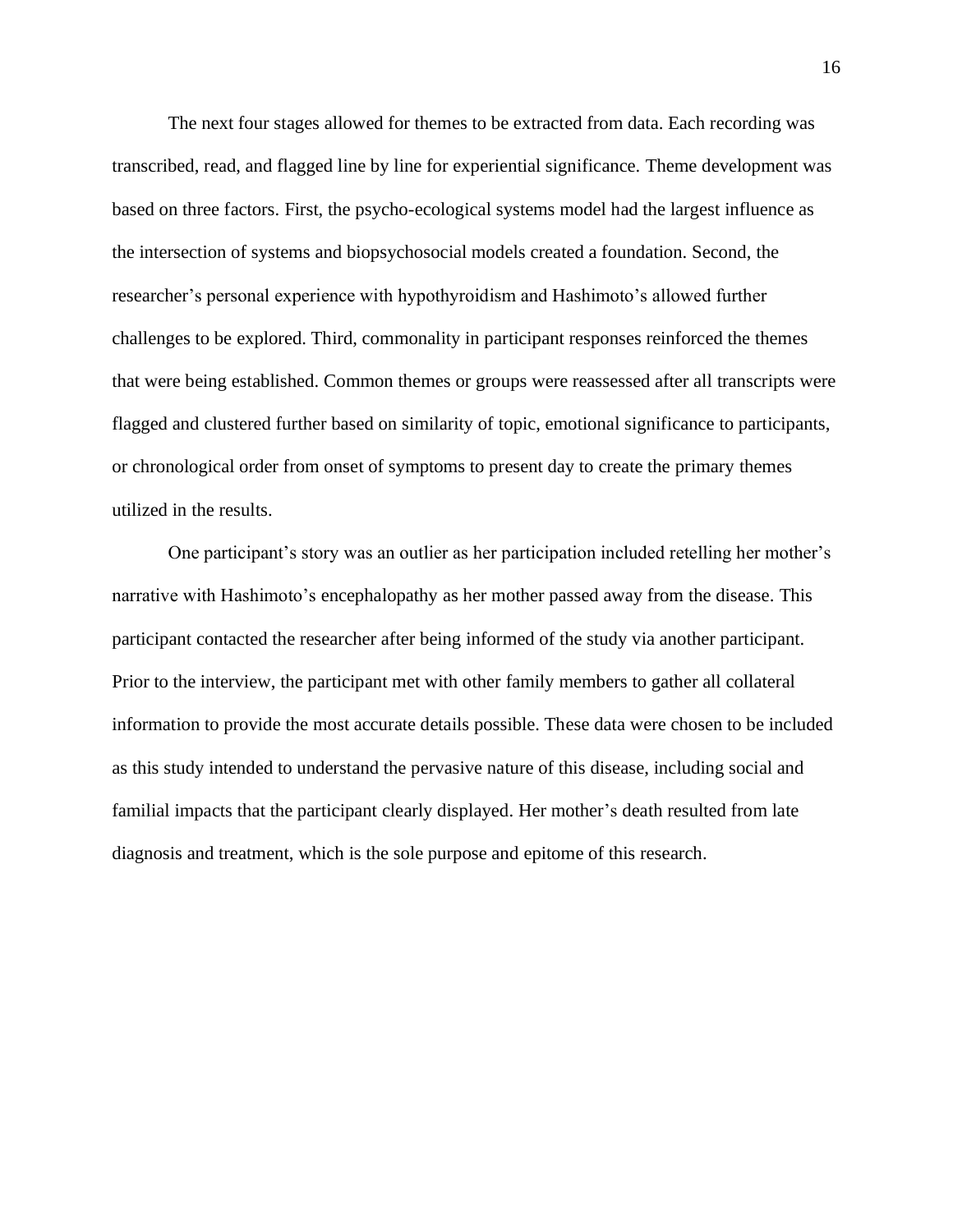The next four stages allowed for themes to be extracted from data. Each recording was transcribed, read, and flagged line by line for experiential significance. Theme development was based on three factors. First, the psycho-ecological systems model had the largest influence as the intersection of systems and biopsychosocial models created a foundation. Second, the researcher's personal experience with hypothyroidism and Hashimoto's allowed further challenges to be explored. Third, commonality in participant responses reinforced the themes that were being established. Common themes or groups were reassessed after all transcripts were flagged and clustered further based on similarity of topic, emotional significance to participants, or chronological order from onset of symptoms to present day to create the primary themes utilized in the results.

One participant's story was an outlier as her participation included retelling her mother's narrative with Hashimoto's encephalopathy as her mother passed away from the disease. This participant contacted the researcher after being informed of the study via another participant. Prior to the interview, the participant met with other family members to gather all collateral information to provide the most accurate details possible. These data were chosen to be included as this study intended to understand the pervasive nature of this disease, including social and familial impacts that the participant clearly displayed. Her mother's death resulted from late diagnosis and treatment, which is the sole purpose and epitome of this research.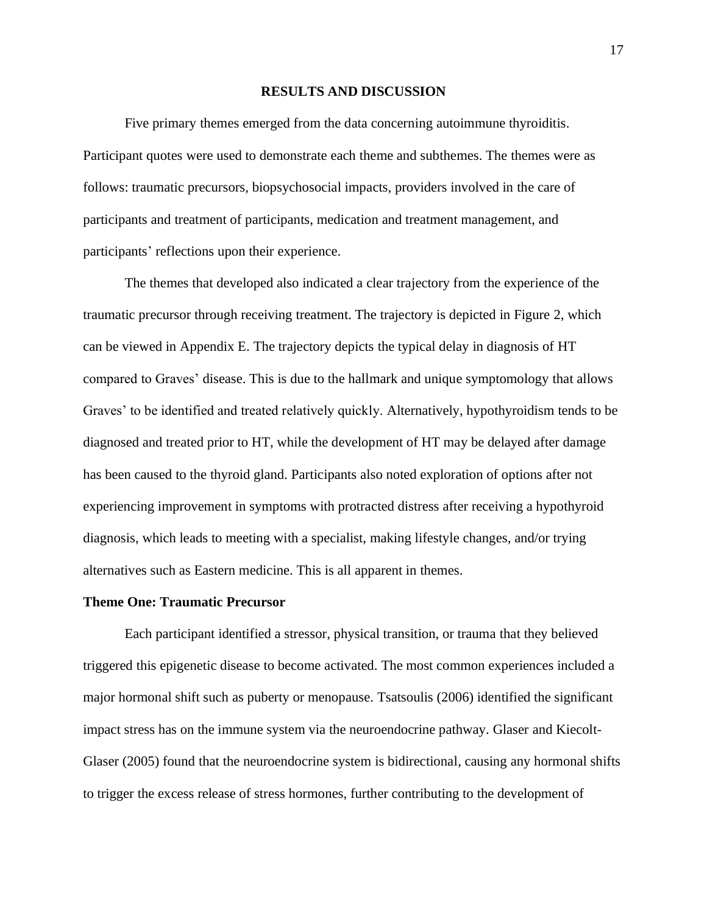# RESULTS AND DISCUSSION

Five primary themes emerged from the data concerning autoimmune thyroiditis. Participant quotes were used to demonstrate each theme and subthemes. The themes were as follows: traumatic precursors, biopsychosocial impacts, providers involved in the care of participants and treatment of participants, medication and treatment management, and participants' reflections upon their experience.

The themes that developed also indicated a clear trajectory from the experience of the traumatic precursor through receiving treatment. The trajectory is depicted in Figure 2, which can be viewed in Appendix E. The trajectory depicts the typical delay in diagnosis of HT compared to Graves' disease. This is due to the hallmark and unique symptomology that allows Graves' to be identified and treated relatively quickly. Alternatively, hypothyroidism tends to be diagnosed and treated prior to HT, while the development of HT may be delayed after damage has been caused to the thyroid gland. Participants also noted exploration of options after not experiencing improvement in symptoms with protracted distress after receiving a hypothyroid diagnosis, which leads to meeting with a specialist, making lifestyle changes, and/or trying alternatives such as Eastern medicine. This is all apparent in themes.

## Theme One: Traumatic Precursor

Each participant identified a stressor, physical transition, or trauma that they believed triggered this epigenetic disease to become activated. The most common experiences included a major hormonal shift such as puberty or menopause. Tsatsoulis (2006) identified the significant impact stress has on the immune system via the neuroendocrine pathway. Glaser and Kiecolt-Glaser (2005) found that the neuroendocrine system is bidirectional, causing any hormonal shifts to trigger the excess release of stress hormones, further contributing to the development of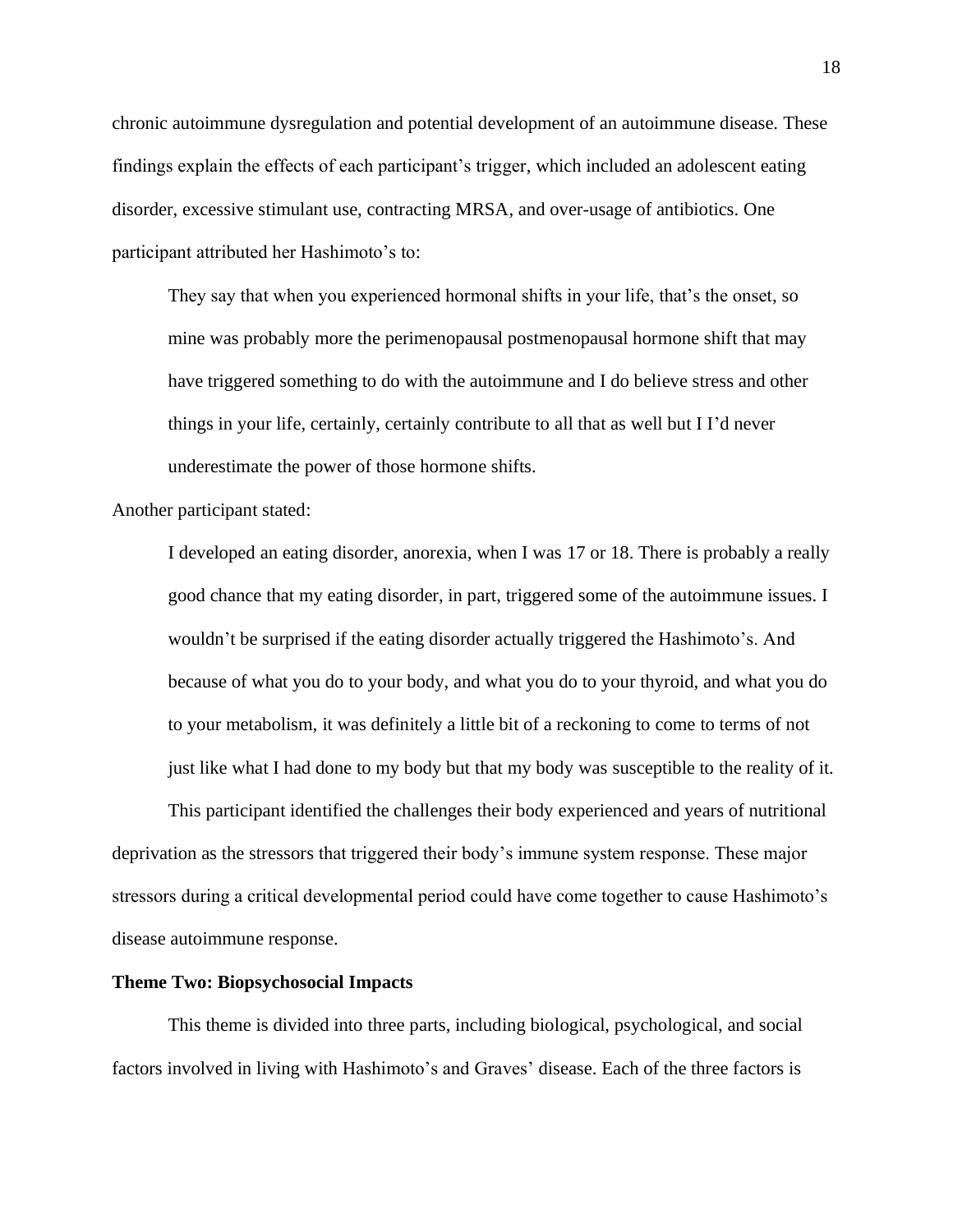chronic autoimmune dysregulation and potential development of an autoimmune disease. These findings explain the effects of each participant's trigger, which included an adolescent eating disorder, excessive stimulant use, contracting MRSA, and over-usage of antibiotics. One participant attributed her Hashimoto's to:

> They say that when you experienced hormonal shifts in your life, that's the onset, so mine was probably more the perimenopausal postmenopausal hormone shift that may have triggered something to do with the autoimmune and I do believe stress and other things in your life, certainly, certainly contribute to all that as well but I I'd never underestimate the power of those hormone shifts.

Another participant stated:

> I developed an eating disorder, anorexia, when I was 17 or 18. There is probably a really good chance that my eating disorder, in part, triggered some of the autoimmune issues. I wouldn't be surprised if the eating disorder actually triggered the Hashimoto's. And because of what you do to your body, and what you do to your thyroid, and what you do to your metabolism, it was definitely a little bit of a reckoning to come to terms of not just like what I had done to my body but that my body was susceptible to the reality of it.

This participant identified the challenges their body experienced and years of nutritional deprivation as the stressors that triggered their body's immune system response. These major stressors during a critical developmental period could have come together to cause Hashimoto's disease autoimmune response.

**Theme Two: Biopsychosocial Impacts**

This theme is divided into three parts, including biological, psychological, and social factors involved in living with Hashimoto's and Graves' disease. Each of the three factors is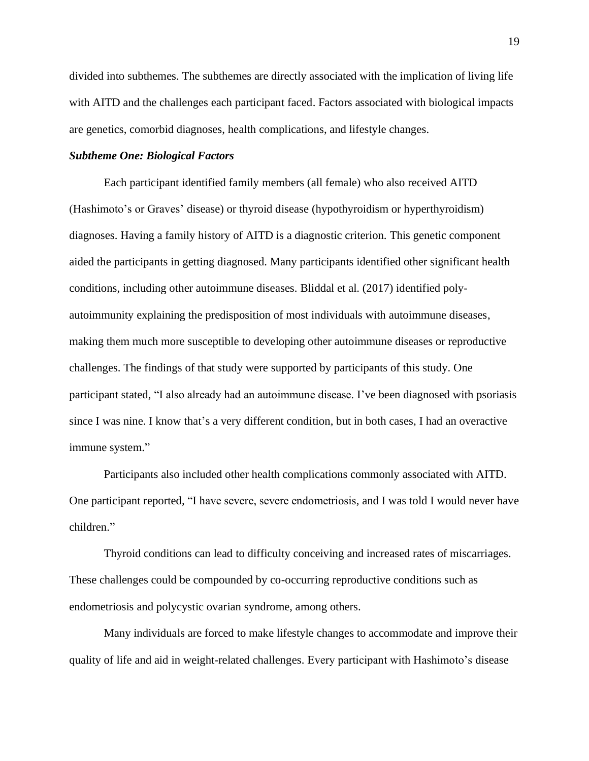divided into subthemes. The subthemes are directly associated with the implication of living life with AITD and the challenges each participant faced. Factors associated with biological impacts are genetics, comorbid diagnoses, health complications, and lifestyle changes.

### *Subtheme One: Biological Factors*

Each participant identified family members (all female) who also received AITD (Hashimoto's or Graves' disease) or thyroid disease (hypothyroidism or hyperthyroidism) diagnoses. Having a family history of AITD is a diagnostic criterion. This genetic component aided the participants in getting diagnosed. Many participants identified other significant health conditions, including other autoimmune diseases. Bliddal et al. (2017) identified poly-autoimmunity explaining the predisposition of most individuals with autoimmune diseases, making them much more susceptible to developing other autoimmune diseases or reproductive challenges. The findings of that study were supported by participants of this study. One participant stated, "I also already had an autoimmune disease. I've been diagnosed with psoriasis since I was nine. I know that's a very different condition, but in both cases, I had an overactive immune system."

Participants also included other health complications commonly associated with AITD. One participant reported, "I have severe, severe endometriosis, and I was told I would never have children."

Thyroid conditions can lead to difficulty conceiving and increased rates of miscarriages. These challenges could be compounded by co-occurring reproductive conditions such as endometriosis and polycystic ovarian syndrome, among others.

Many individuals are forced to make lifestyle changes to accommodate and improve their quality of life and aid in weight-related challenges. Every participant with Hashimoto's disease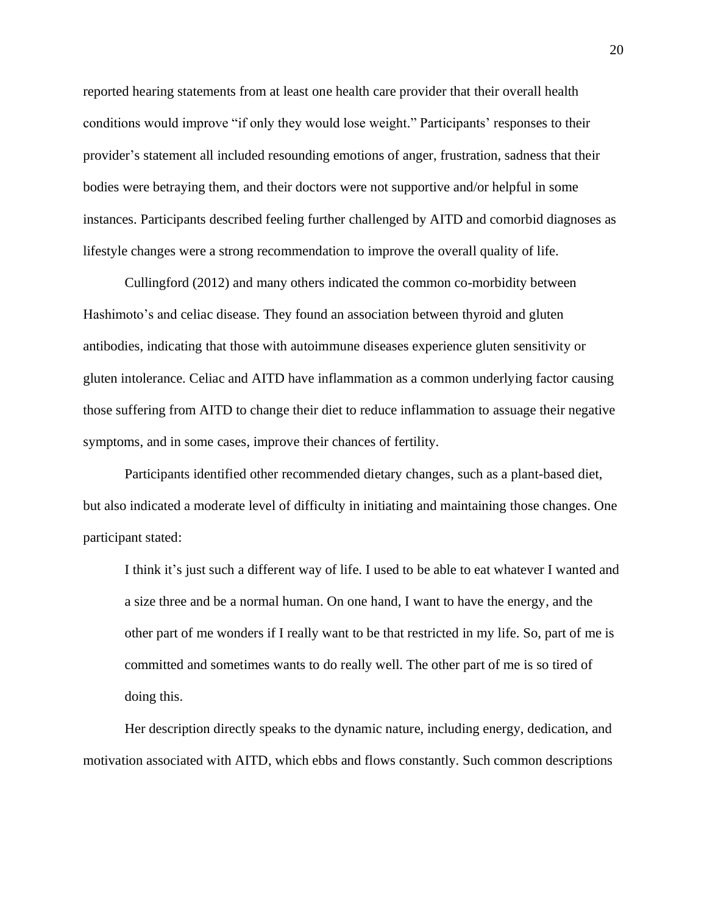reported hearing statements from at least one health care provider that their overall health conditions would improve "if only they would lose weight." Participants' responses to their provider's statement all included resounding emotions of anger, frustration, sadness that their bodies were betraying them, and their doctors were not supportive and/or helpful in some instances. Participants described feeling further challenged by AITD and comorbid diagnoses as lifestyle changes were a strong recommendation to improve the overall quality of life.

Cullingford (2012) and many others indicated the common co-morbidity between Hashimoto's and celiac disease. They found an association between thyroid and gluten antibodies, indicating that those with autoimmune diseases experience gluten sensitivity or gluten intolerance. Celiac and AITD have inflammation as a common underlying factor causing those suffering from AITD to change their diet to reduce inflammation to assuage their negative symptoms, and in some cases, improve their chances of fertility.

Participants identified other recommended dietary changes, such as a plant-based diet, but also indicated a moderate level of difficulty in initiating and maintaining those changes. One participant stated:

> I think it's just such a different way of life. I used to be able to eat whatever I wanted and a size three and be a normal human. On one hand, I want to have the energy, and the other part of me wonders if I really want to be that restricted in my life. So, part of me is committed and sometimes wants to do really well. The other part of me is so tired of doing this.

Her description directly speaks to the dynamic nature, including energy, dedication, and motivation associated with AITD, which ebbs and flows constantly. Such common descriptions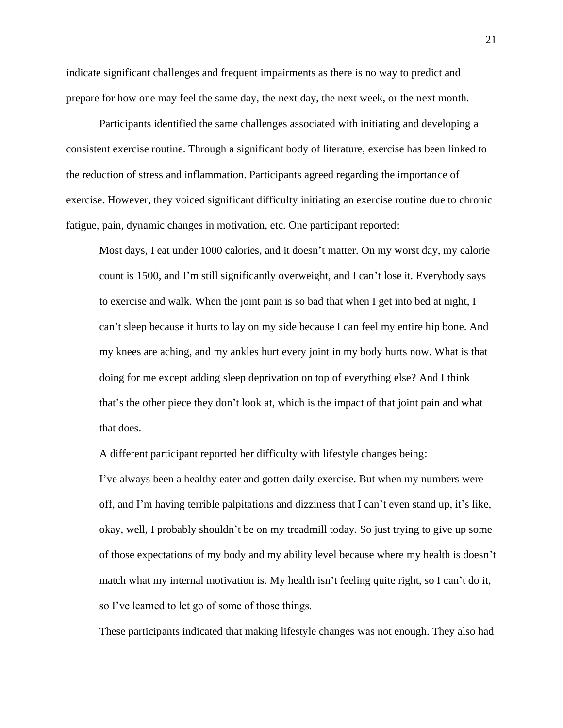indicate significant challenges and frequent impairments as there is no way to predict and prepare for how one may feel the same day, the next day, the next week, or the next month.

Participants identified the same challenges associated with initiating and developing a consistent exercise routine. Through a significant body of literature, exercise has been linked to the reduction of stress and inflammation. Participants agreed regarding the importance of exercise. However, they voiced significant difficulty initiating an exercise routine due to chronic fatigue, pain, dynamic changes in motivation, etc. One participant reported:

> Most days, I eat under 1000 calories, and it doesn't matter. On my worst day, my calorie count is 1500, and I'm still significantly overweight, and I can't lose it. Everybody says to exercise and walk. When the joint pain is so bad that when I get into bed at night, I can't sleep because it hurts to lay on my side because I can feel my entire hip bone. And my knees are aching, and my ankles hurt every joint in my body hurts now. What is that doing for me except adding sleep deprivation on top of everything else? And I think that's the other piece they don't look at, which is the impact of that joint pain and what that does.

A different participant reported her difficulty with lifestyle changes being:

> I've always been a healthy eater and gotten daily exercise. But when my numbers were off, and I'm having terrible palpitations and dizziness that I can't even stand up, it's like, okay, well, I probably shouldn't be on my treadmill today. So just trying to give up some of those expectations of my body and my ability level because where my health is doesn't match what my internal motivation is. My health isn't feeling quite right, so I can't do it, so I've learned to let go of some of those things.

These participants indicated that making lifestyle changes was not enough. They also had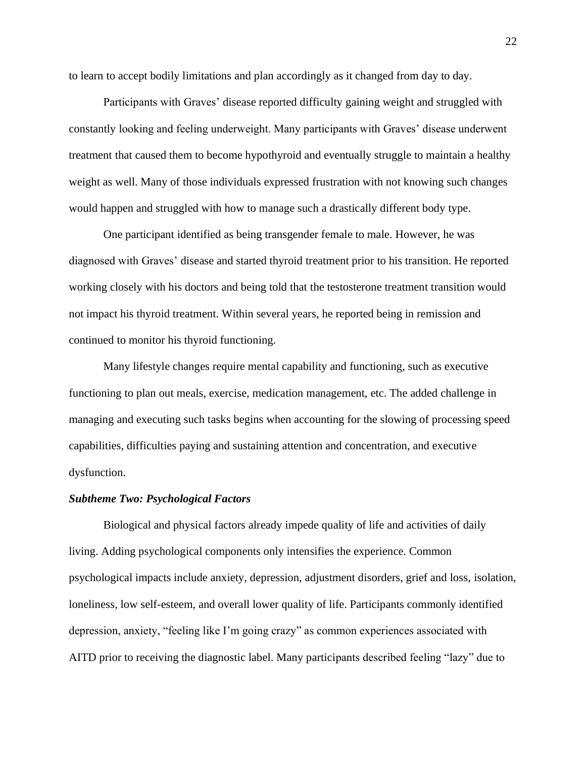to learn to accept bodily limitations and plan accordingly as it changed from day to day.

Participants with Graves' disease reported difficulty gaining weight and struggled with constantly looking and feeling underweight. Many participants with Graves' disease underwent treatment that caused them to become hypothyroid and eventually struggle to maintain a healthy weight as well. Many of those individuals expressed frustration with not knowing such changes would happen and struggled with how to manage such a drastically different body type.

One participant identified as being transgender female to male. However, he was diagnosed with Graves' disease and started thyroid treatment prior to his transition. He reported working closely with his doctors and being told that the testosterone treatment transition would not impact his thyroid treatment. Within several years, he reported being in remission and continued to monitor his thyroid functioning.

Many lifestyle changes require mental capability and functioning, such as executive functioning to plan out meals, exercise, medication management, etc. The added challenge in managing and executing such tasks begins when accounting for the slowing of processing speed capabilities, difficulties paying and sustaining attention and concentration, and executive dysfunction.

### *Subtheme Two: Psychological Factors*

Biological and physical factors already impede quality of life and activities of daily living. Adding psychological components only intensifies the experience. Common psychological impacts include anxiety, depression, adjustment disorders, grief and loss, isolation, loneliness, low self-esteem, and overall lower quality of life. Participants commonly identified depression, anxiety, "feeling like I'm going crazy" as common experiences associated with AITD prior to receiving the diagnostic label. Many participants described feeling "lazy" due to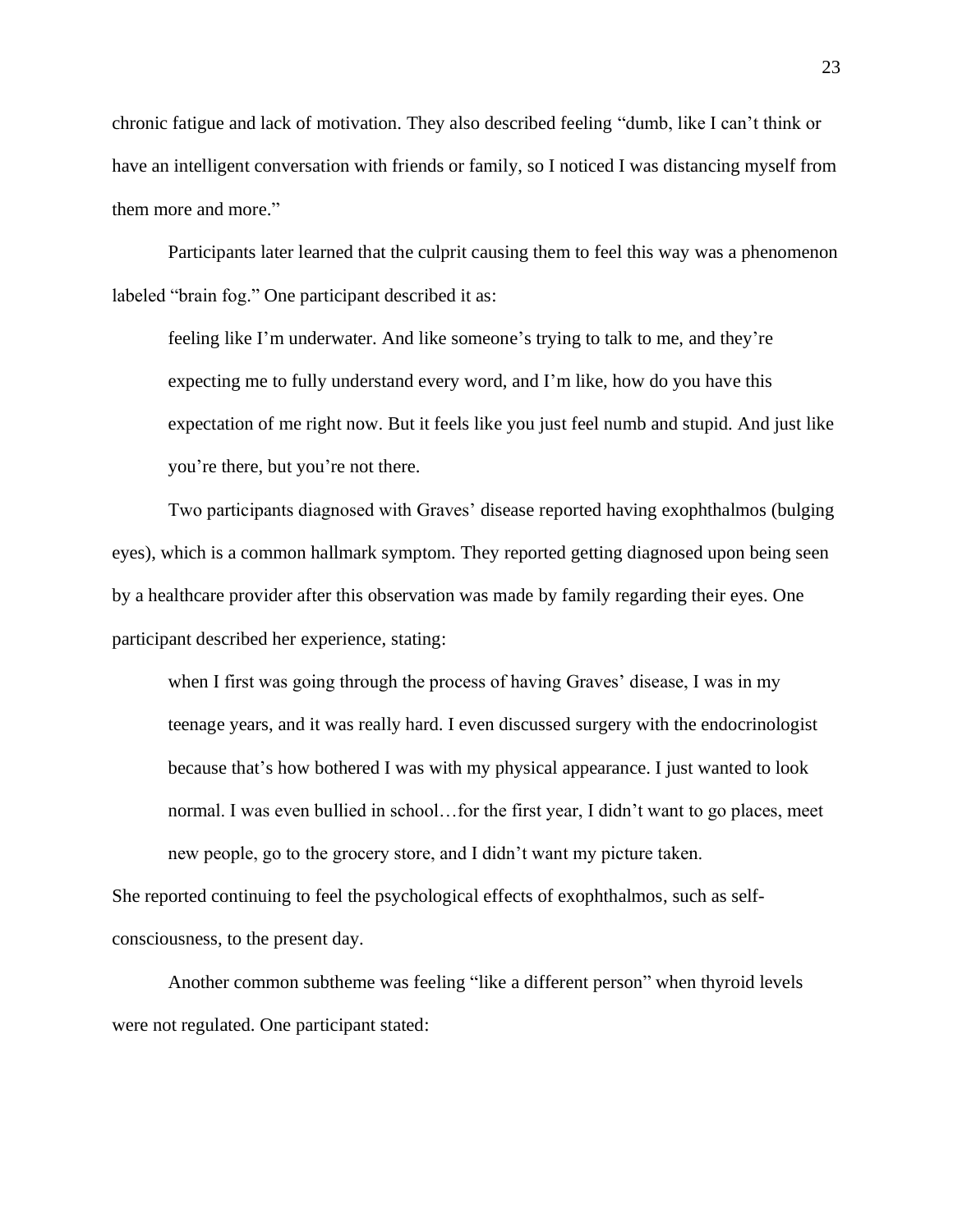chronic fatigue and lack of motivation. They also described feeling "dumb, like I can't think or have an intelligent conversation with friends or family, so I noticed I was distancing myself from them more and more."

Participants later learned that the culprit causing them to feel this way was a phenomenon labeled "brain fog." One participant described it as:

> feeling like I'm underwater. And like someone's trying to talk to me, and they're expecting me to fully understand every word, and I'm like, how do you have this expectation of me right now. But it feels like you just feel numb and stupid. And just like you're there, but you're not there.

Two participants diagnosed with Graves' disease reported having exophthalmos (bulging eyes), which is a common hallmark symptom. They reported getting diagnosed upon being seen by a healthcare provider after this observation was made by family regarding their eyes. One participant described her experience, stating:

> when I first was going through the process of having Graves' disease, I was in my teenage years, and it was really hard. I even discussed surgery with the endocrinologist because that's how bothered I was with my physical appearance. I just wanted to look normal. I was even bullied in school…for the first year, I didn't want to go places, meet new people, go to the grocery store, and I didn't want my picture taken.

She reported continuing to feel the psychological effects of exophthalmos, such as self-consciousness, to the present day.

Another common subtheme was feeling "like a different person" when thyroid levels were not regulated. One participant stated: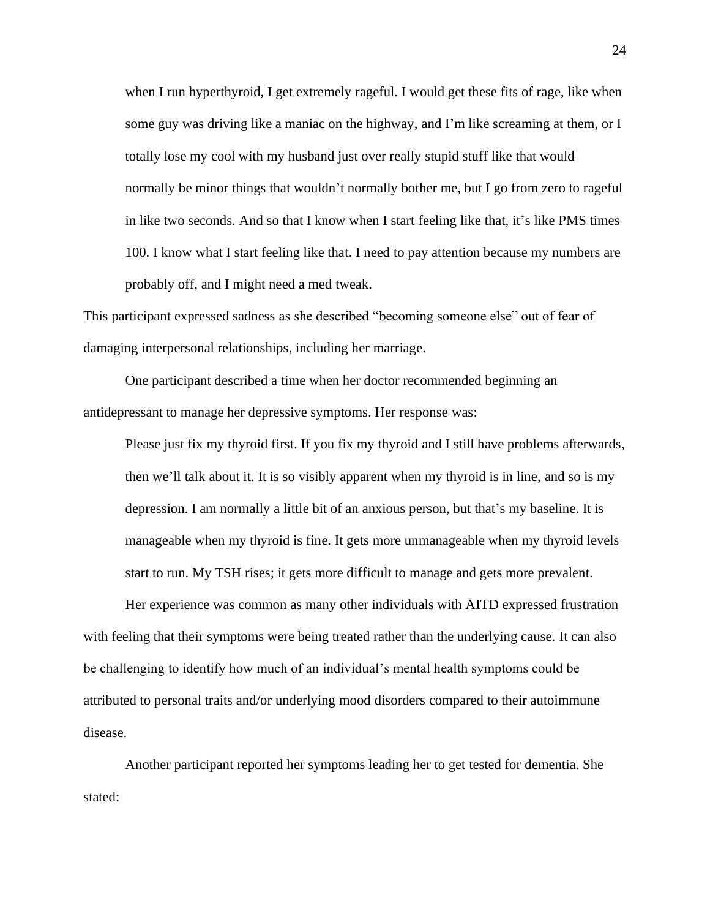> when I run hyperthyroid, I get extremely rageful. I would get these fits of rage, like when some guy was driving like a maniac on the highway, and I'm like screaming at them, or I totally lose my cool with my husband just over really stupid stuff like that would normally be minor things that wouldn't normally bother me, but I go from zero to rageful in like two seconds. And so that I know when I start feeling like that, it's like PMS times 100. I know what I start feeling like that. I need to pay attention because my numbers are probably off, and I might need a med tweak.

This participant expressed sadness as she described "becoming someone else" out of fear of damaging interpersonal relationships, including her marriage.

One participant described a time when her doctor recommended beginning an antidepressant to manage her depressive symptoms. Her response was:

> Please just fix my thyroid first. If you fix my thyroid and I still have problems afterwards, then we'll talk about it. It is so visibly apparent when my thyroid is in line, and so is my depression. I am normally a little bit of an anxious person, but that's my baseline. It is manageable when my thyroid is fine. It gets more unmanageable when my thyroid levels start to run. My TSH rises; it gets more difficult to manage and gets more prevalent.

Her experience was common as many other individuals with AITD expressed frustration with feeling that their symptoms were being treated rather than the underlying cause. It can also be challenging to identify how much of an individual's mental health symptoms could be attributed to personal traits and/or underlying mood disorders compared to their autoimmune disease.

Another participant reported her symptoms leading her to get tested for dementia. She stated: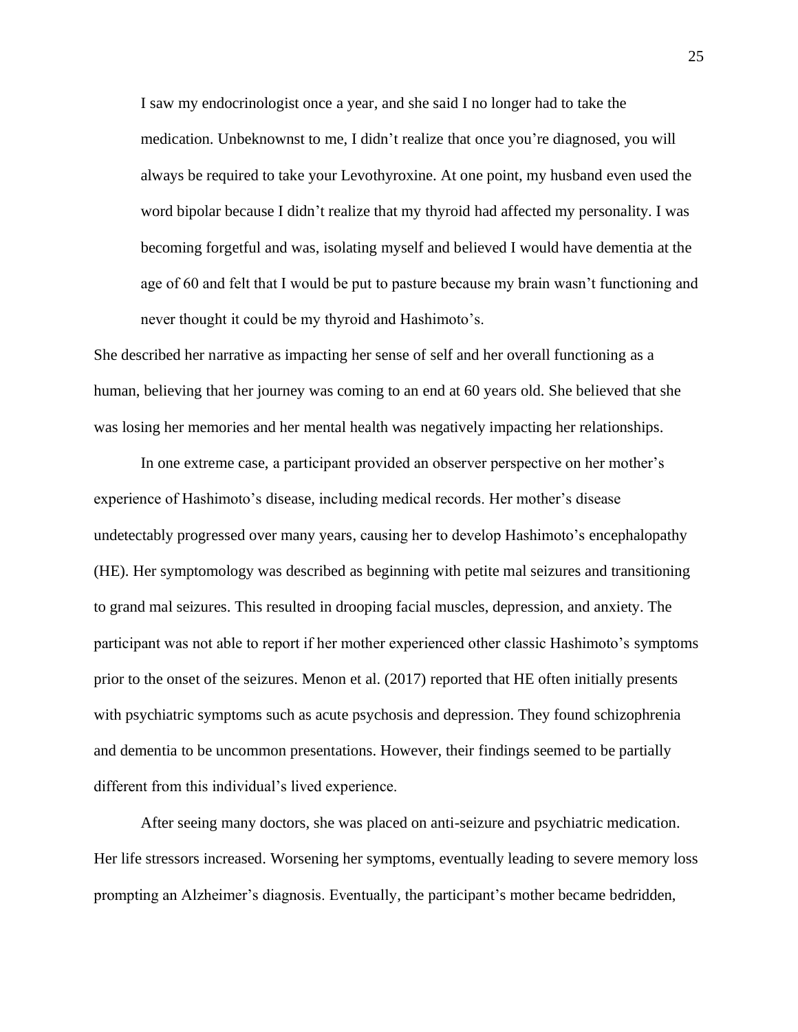> I saw my endocrinologist once a year, and she said I no longer had to take the medication. Unbeknownst to me, I didn't realize that once you're diagnosed, you will always be required to take your Levothyroxine. At one point, my husband even used the word bipolar because I didn't realize that my thyroid had affected my personality. I was becoming forgetful and was, isolating myself and believed I would have dementia at the age of 60 and felt that I would be put to pasture because my brain wasn't functioning and never thought it could be my thyroid and Hashimoto's.

She described her narrative as impacting her sense of self and her overall functioning as a human, believing that her journey was coming to an end at 60 years old. She believed that she was losing her memories and her mental health was negatively impacting her relationships.

In one extreme case, a participant provided an observer perspective on her mother's experience of Hashimoto's disease, including medical records. Her mother's disease undetectably progressed over many years, causing her to develop Hashimoto's encephalopathy (HE). Her symptomology was described as beginning with petite mal seizures and transitioning to grand mal seizures. This resulted in drooping facial muscles, depression, and anxiety. The participant was not able to report if her mother experienced other classic Hashimoto's symptoms prior to the onset of the seizures. Menon et al. (2017) reported that HE often initially presents with psychiatric symptoms such as acute psychosis and depression. They found schizophrenia and dementia to be uncommon presentations. However, their findings seemed to be partially different from this individual's lived experience.

After seeing many doctors, she was placed on anti-seizure and psychiatric medication. Her life stressors increased. Worsening her symptoms, eventually leading to severe memory loss prompting an Alzheimer's diagnosis. Eventually, the participant's mother became bedridden,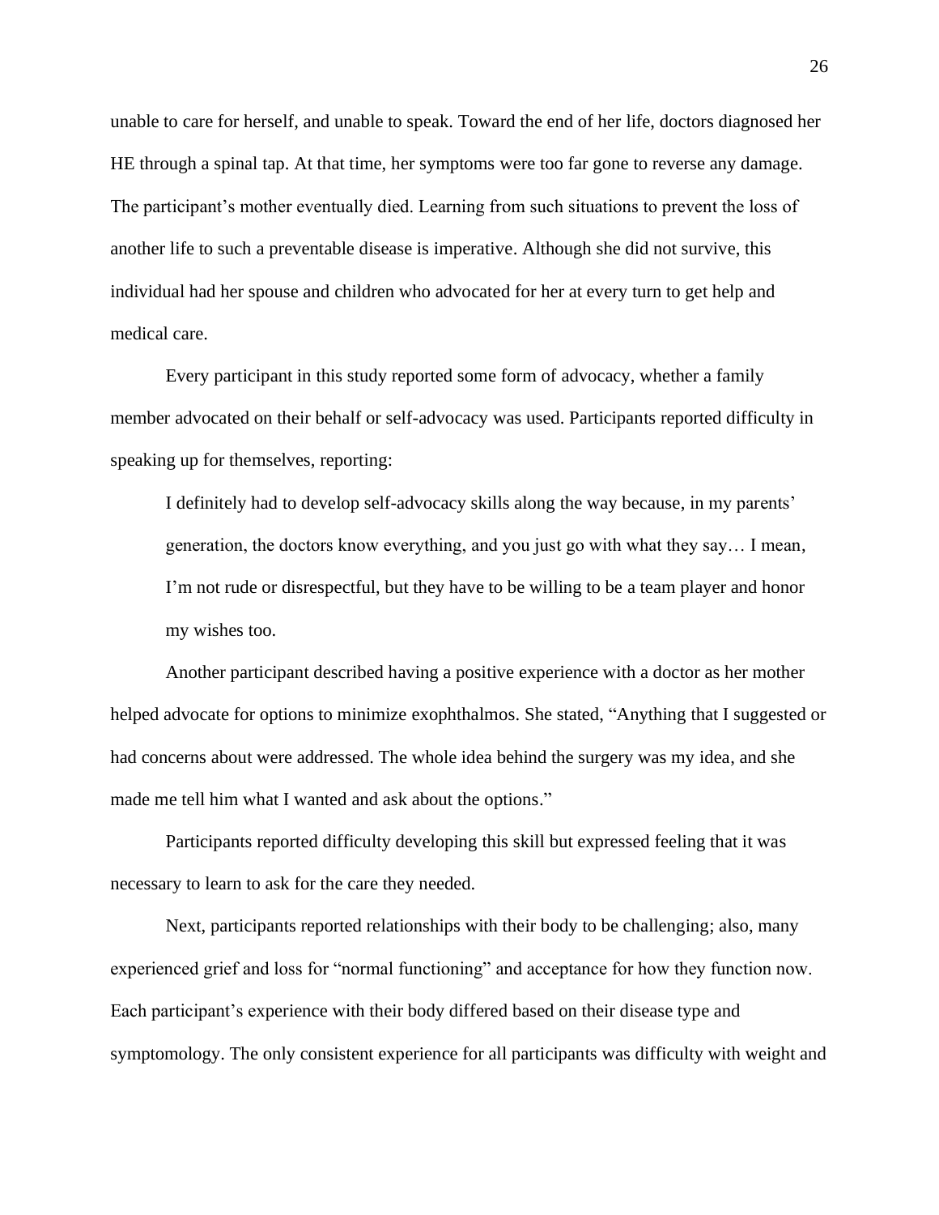unable to care for herself, and unable to speak. Toward the end of her life, doctors diagnosed her HE through a spinal tap. At that time, her symptoms were too far gone to reverse any damage. The participant's mother eventually died. Learning from such situations to prevent the loss of another life to such a preventable disease is imperative. Although she did not survive, this individual had her spouse and children who advocated for her at every turn to get help and medical care.

Every participant in this study reported some form of advocacy, whether a family member advocated on their behalf or self-advocacy was used. Participants reported difficulty in speaking up for themselves, reporting:

> I definitely had to develop self-advocacy skills along the way because, in my parents' generation, the doctors know everything, and you just go with what they say… I mean, I'm not rude or disrespectful, but they have to be willing to be a team player and honor my wishes too.

Another participant described having a positive experience with a doctor as her mother helped advocate for options to minimize exophthalmos. She stated, "Anything that I suggested or had concerns about were addressed. The whole idea behind the surgery was my idea, and she made me tell him what I wanted and ask about the options."

Participants reported difficulty developing this skill but expressed feeling that it was necessary to learn to ask for the care they needed.

Next, participants reported relationships with their body to be challenging; also, many experienced grief and loss for "normal functioning" and acceptance for how they function now. Each participant's experience with their body differed based on their disease type and symptomology. The only consistent experience for all participants was difficulty with weight and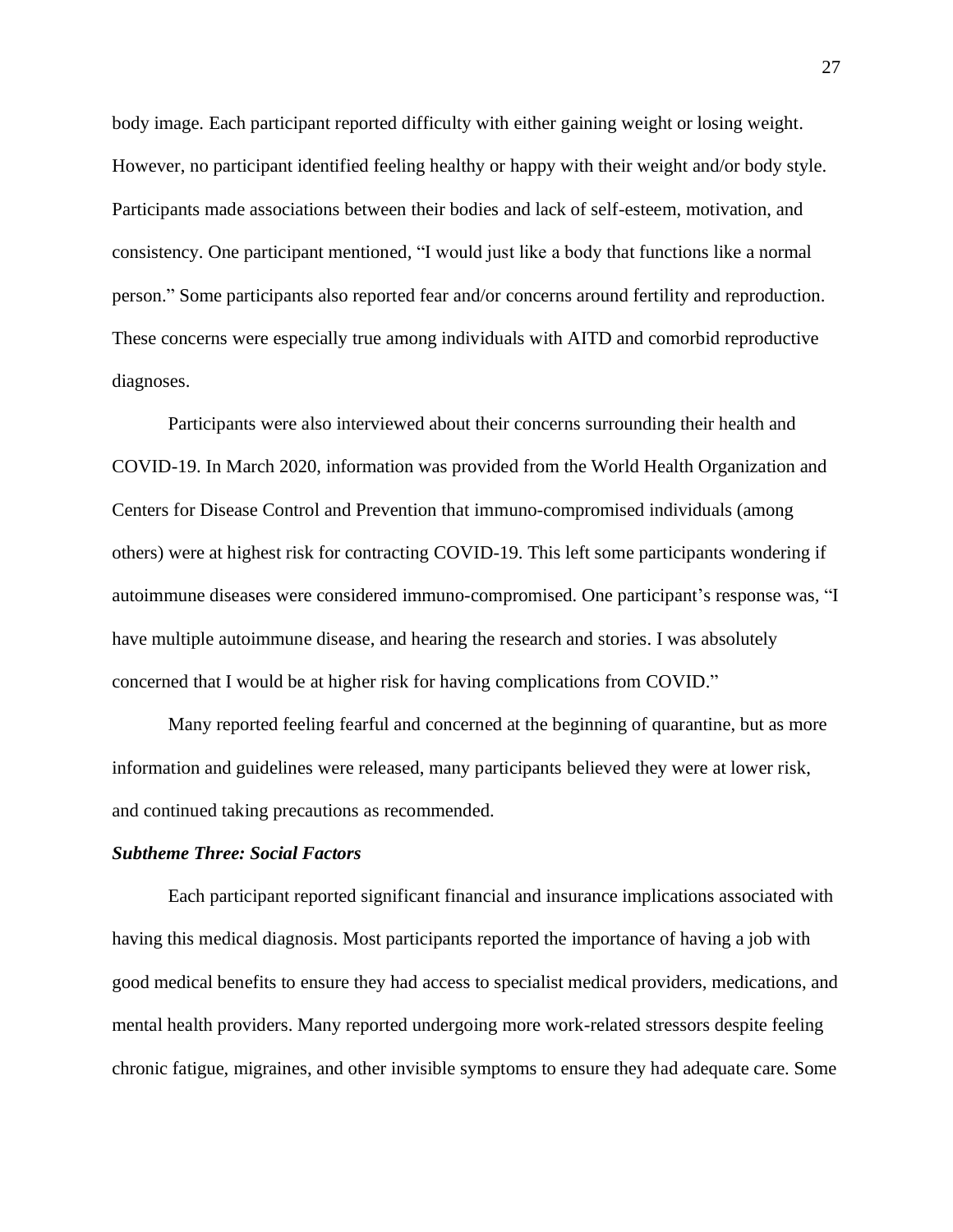body image. Each participant reported difficulty with either gaining weight or losing weight. However, no participant identified feeling healthy or happy with their weight and/or body style. Participants made associations between their bodies and lack of self-esteem, motivation, and consistency. One participant mentioned, "I would just like a body that functions like a normal person." Some participants also reported fear and/or concerns around fertility and reproduction. These concerns were especially true among individuals with AITD and comorbid reproductive diagnoses.

Participants were also interviewed about their concerns surrounding their health and COVID-19. In March 2020, information was provided from the World Health Organization and Centers for Disease Control and Prevention that immuno-compromised individuals (among others) were at highest risk for contracting COVID-19. This left some participants wondering if autoimmune diseases were considered immuno-compromised. One participant's response was, "I have multiple autoimmune disease, and hearing the research and stories. I was absolutely concerned that I would be at higher risk for having complications from COVID."

Many reported feeling fearful and concerned at the beginning of quarantine, but as more information and guidelines were released, many participants believed they were at lower risk, and continued taking precautions as recommended.

***Subtheme Three: Social Factors***

Each participant reported significant financial and insurance implications associated with having this medical diagnosis. Most participants reported the importance of having a job with good medical benefits to ensure they had access to specialist medical providers, medications, and mental health providers. Many reported undergoing more work-related stressors despite feeling chronic fatigue, migraines, and other invisible symptoms to ensure they had adequate care. Some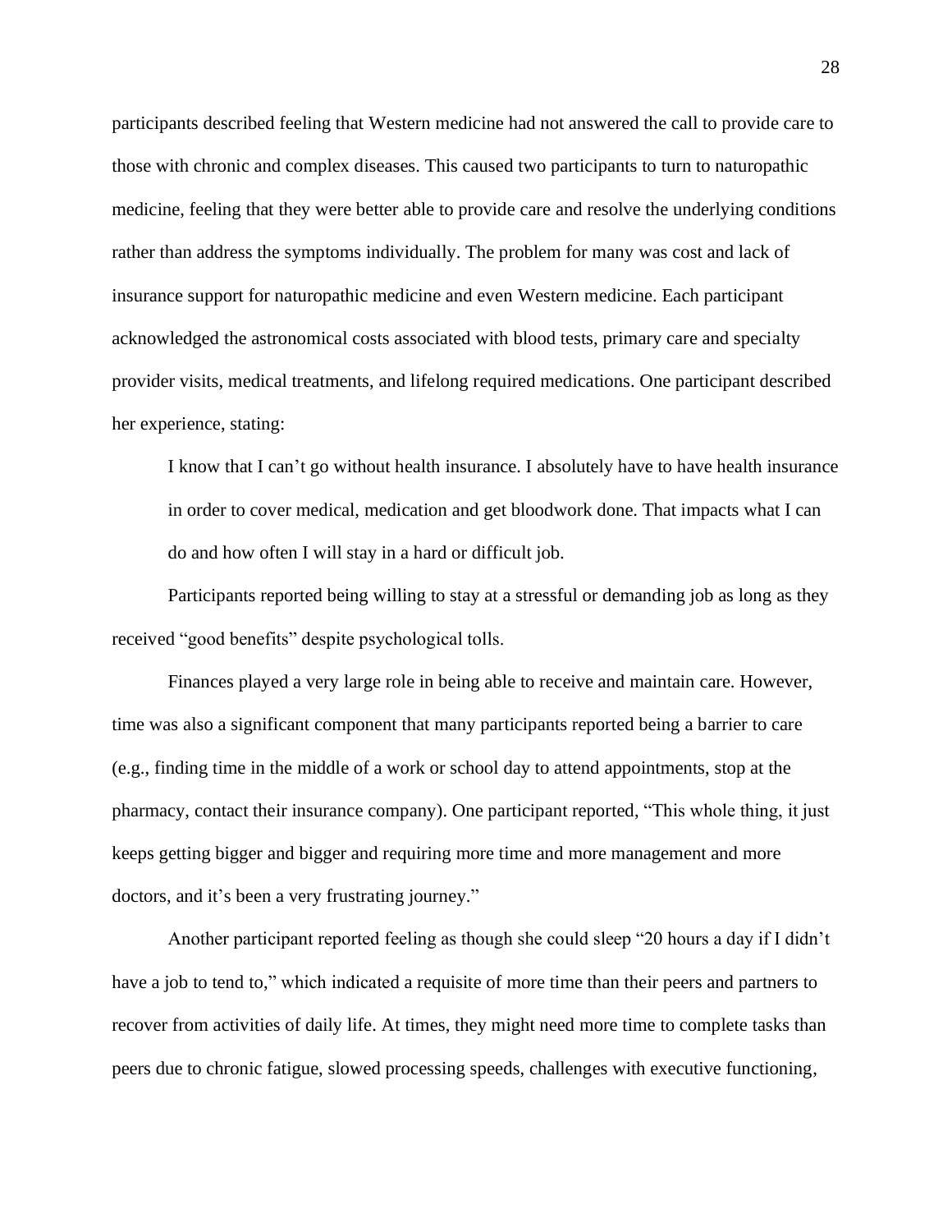participants described feeling that Western medicine had not answered the call to provide care to those with chronic and complex diseases. This caused two participants to turn to naturopathic medicine, feeling that they were better able to provide care and resolve the underlying conditions rather than address the symptoms individually. The problem for many was cost and lack of insurance support for naturopathic medicine and even Western medicine. Each participant acknowledged the astronomical costs associated with blood tests, primary care and specialty provider visits, medical treatments, and lifelong required medications. One participant described her experience, stating:

> I know that I can't go without health insurance. I absolutely have to have health insurance in order to cover medical, medication and get bloodwork done. That impacts what I can do and how often I will stay in a hard or difficult job.

Participants reported being willing to stay at a stressful or demanding job as long as they received "good benefits" despite psychological tolls.

Finances played a very large role in being able to receive and maintain care. However, time was also a significant component that many participants reported being a barrier to care (e.g., finding time in the middle of a work or school day to attend appointments, stop at the pharmacy, contact their insurance company). One participant reported, "This whole thing, it just keeps getting bigger and bigger and requiring more time and more management and more doctors, and it's been a very frustrating journey."

Another participant reported feeling as though she could sleep "20 hours a day if I didn't have a job to tend to," which indicated a requisite of more time than their peers and partners to recover from activities of daily life. At times, they might need more time to complete tasks than peers due to chronic fatigue, slowed processing speeds, challenges with executive functioning,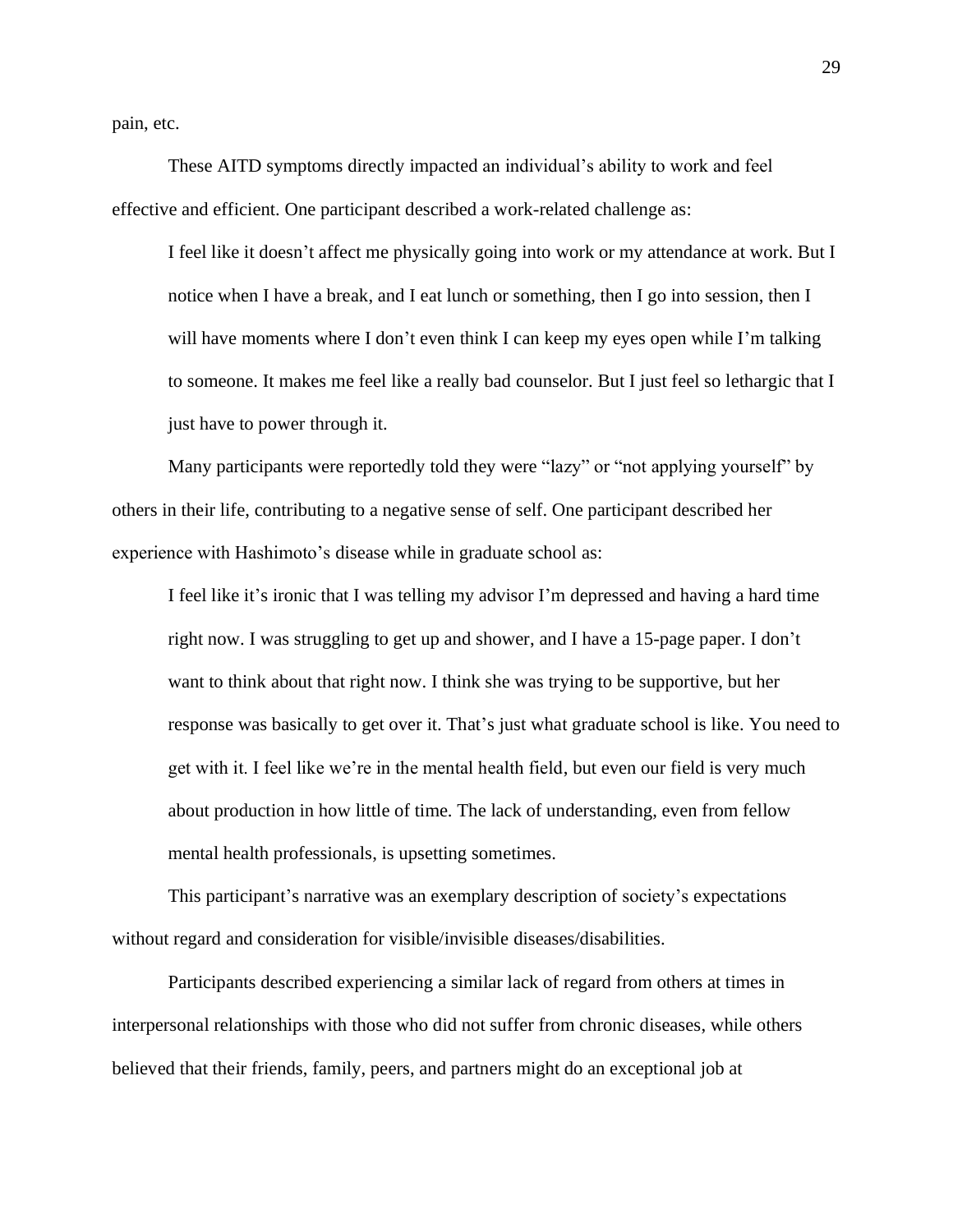pain, etc.

These AITD symptoms directly impacted an individual's ability to work and feel effective and efficient. One participant described a work-related challenge as:

> I feel like it doesn't affect me physically going into work or my attendance at work. But I notice when I have a break, and I eat lunch or something, then I go into session, then I will have moments where I don't even think I can keep my eyes open while I'm talking to someone. It makes me feel like a really bad counselor. But I just feel so lethargic that I just have to power through it.

Many participants were reportedly told they were "lazy" or "not applying yourself" by others in their life, contributing to a negative sense of self. One participant described her experience with Hashimoto's disease while in graduate school as:

> I feel like it's ironic that I was telling my advisor I'm depressed and having a hard time right now. I was struggling to get up and shower, and I have a 15-page paper. I don't want to think about that right now. I think she was trying to be supportive, but her response was basically to get over it. That's just what graduate school is like. You need to get with it. I feel like we're in the mental health field, but even our field is very much about production in how little of time. The lack of understanding, even from fellow mental health professionals, is upsetting sometimes.

This participant's narrative was an exemplary description of society's expectations without regard and consideration for visible/invisible diseases/disabilities.

Participants described experiencing a similar lack of regard from others at times in interpersonal relationships with those who did not suffer from chronic diseases, while others believed that their friends, family, peers, and partners might do an exceptional job at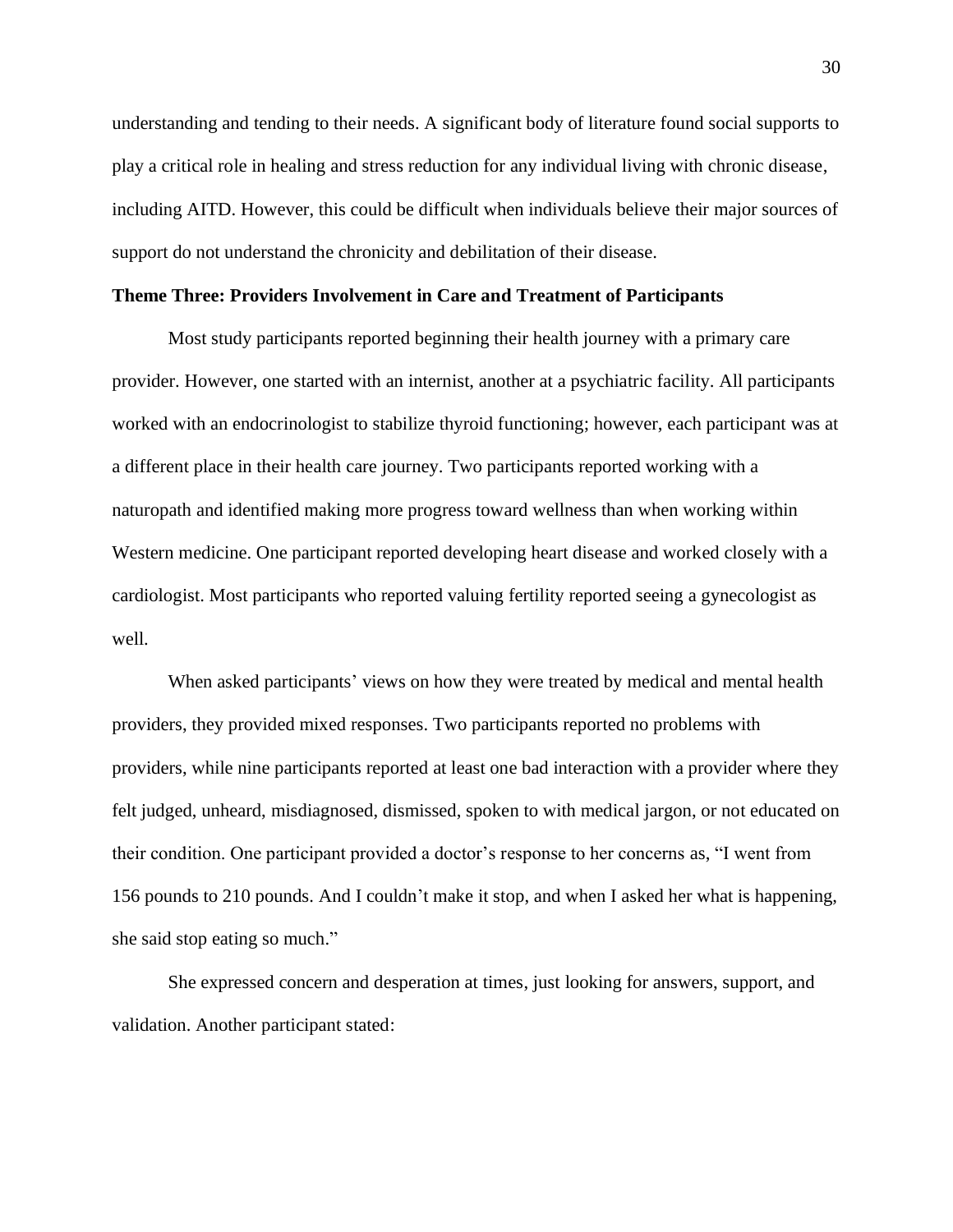understanding and tending to their needs. A significant body of literature found social supports to play a critical role in healing and stress reduction for any individual living with chronic disease, including AITD. However, this could be difficult when individuals believe their major sources of support do not understand the chronicity and debilitation of their disease.

### Theme Three: Providers Involvement in Care and Treatment of Participants

Most study participants reported beginning their health journey with a primary care provider. However, one started with an internist, another at a psychiatric facility. All participants worked with an endocrinologist to stabilize thyroid functioning; however, each participant was at a different place in their health care journey. Two participants reported working with a naturopath and identified making more progress toward wellness than when working within Western medicine. One participant reported developing heart disease and worked closely with a cardiologist. Most participants who reported valuing fertility reported seeing a gynecologist as well.

When asked participants' views on how they were treated by medical and mental health providers, they provided mixed responses. Two participants reported no problems with providers, while nine participants reported at least one bad interaction with a provider where they felt judged, unheard, misdiagnosed, dismissed, spoken to with medical jargon, or not educated on their condition. One participant provided a doctor's response to her concerns as, "I went from 156 pounds to 210 pounds. And I couldn't make it stop, and when I asked her what is happening, she said stop eating so much."

She expressed concern and desperation at times, just looking for answers, support, and validation. Another participant stated: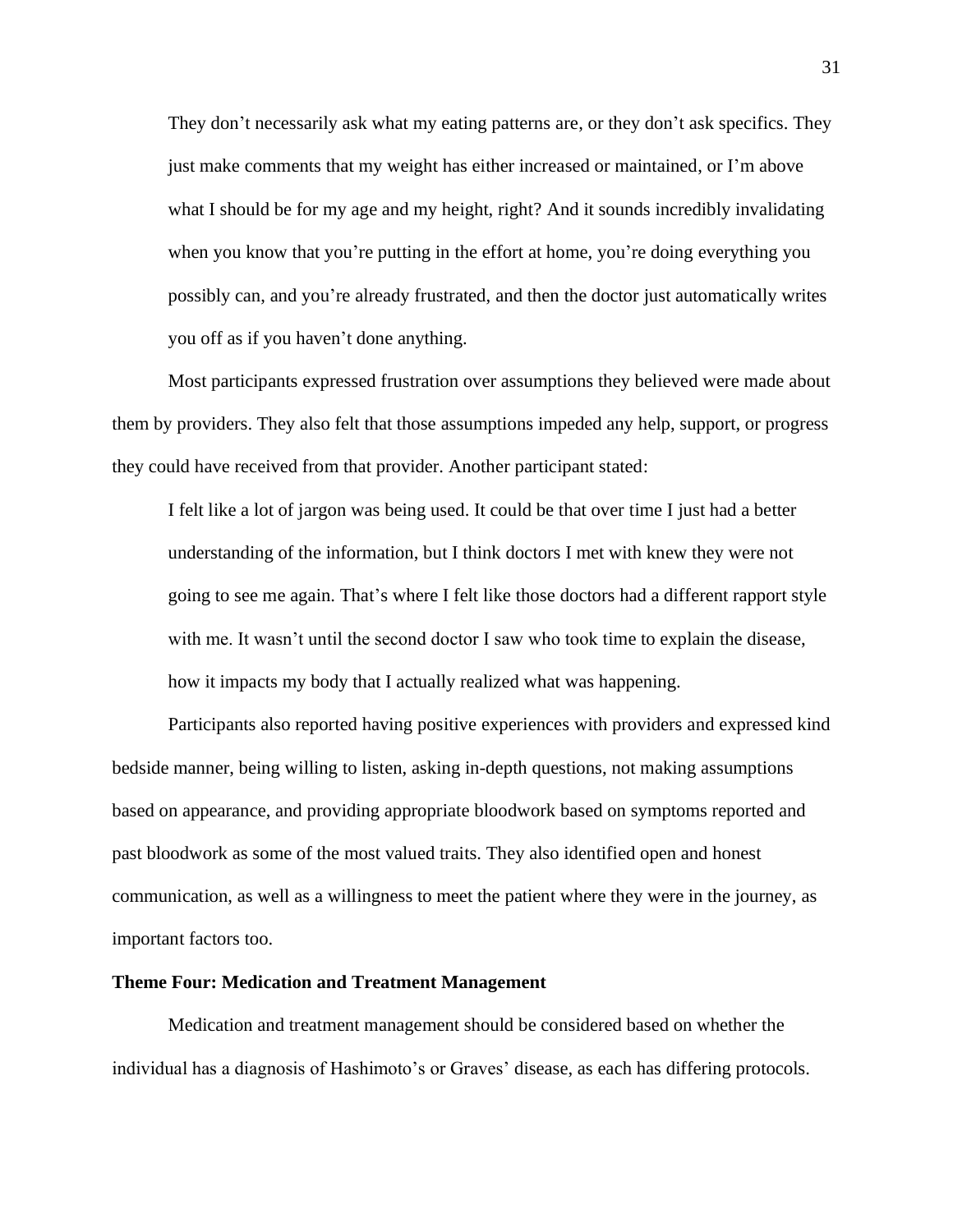> They don't necessarily ask what my eating patterns are, or they don't ask specifics. They just make comments that my weight has either increased or maintained, or I'm above what I should be for my age and my height, right? And it sounds incredibly invalidating when you know that you're putting in the effort at home, you're doing everything you possibly can, and you're already frustrated, and then the doctor just automatically writes you off as if you haven't done anything.

Most participants expressed frustration over assumptions they believed were made about them by providers. They also felt that those assumptions impeded any help, support, or progress they could have received from that provider. Another participant stated:

> I felt like a lot of jargon was being used. It could be that over time I just had a better understanding of the information, but I think doctors I met with knew they were not going to see me again. That's where I felt like those doctors had a different rapport style with me. It wasn't until the second doctor I saw who took time to explain the disease, how it impacts my body that I actually realized what was happening.

Participants also reported having positive experiences with providers and expressed kind bedside manner, being willing to listen, asking in-depth questions, not making assumptions based on appearance, and providing appropriate bloodwork based on symptoms reported and past bloodwork as some of the most valued traits. They also identified open and honest communication, as well as a willingness to meet the patient where they were in the journey, as important factors too.

**Theme Four: Medication and Treatment Management**

Medication and treatment management should be considered based on whether the individual has a diagnosis of Hashimoto's or Graves' disease, as each has differing protocols.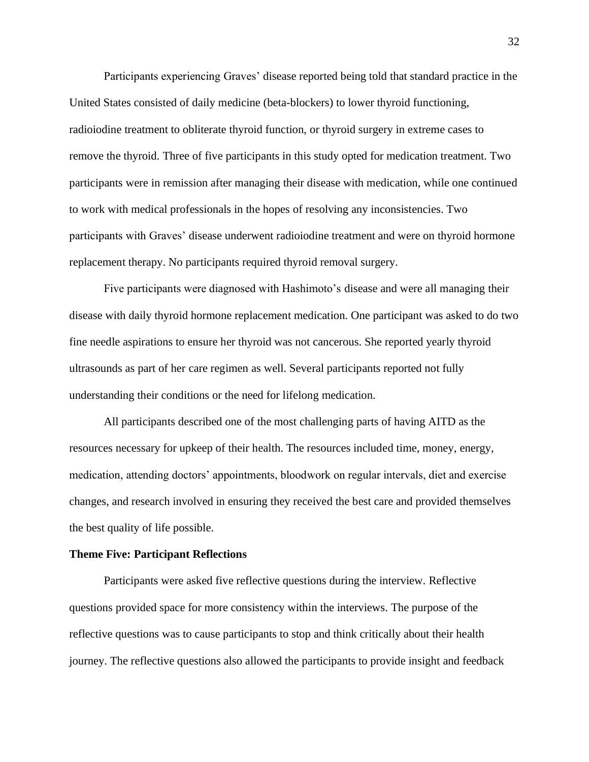Participants experiencing Graves' disease reported being told that standard practice in the United States consisted of daily medicine (beta-blockers) to lower thyroid functioning, radioiodine treatment to obliterate thyroid function, or thyroid surgery in extreme cases to remove the thyroid. Three of five participants in this study opted for medication treatment. Two participants were in remission after managing their disease with medication, while one continued to work with medical professionals in the hopes of resolving any inconsistencies. Two participants with Graves' disease underwent radioiodine treatment and were on thyroid hormone replacement therapy. No participants required thyroid removal surgery.

Five participants were diagnosed with Hashimoto's disease and were all managing their disease with daily thyroid hormone replacement medication. One participant was asked to do two fine needle aspirations to ensure her thyroid was not cancerous. She reported yearly thyroid ultrasounds as part of her care regimen as well. Several participants reported not fully understanding their conditions or the need for lifelong medication.

All participants described one of the most challenging parts of having AITD as the resources necessary for upkeep of their health. The resources included time, money, energy, medication, attending doctors' appointments, bloodwork on regular intervals, diet and exercise changes, and research involved in ensuring they received the best care and provided themselves the best quality of life possible.

### Theme Five: Participant Reflections

Participants were asked five reflective questions during the interview. Reflective questions provided space for more consistency within the interviews. The purpose of the reflective questions was to cause participants to stop and think critically about their health journey. The reflective questions also allowed the participants to provide insight and feedback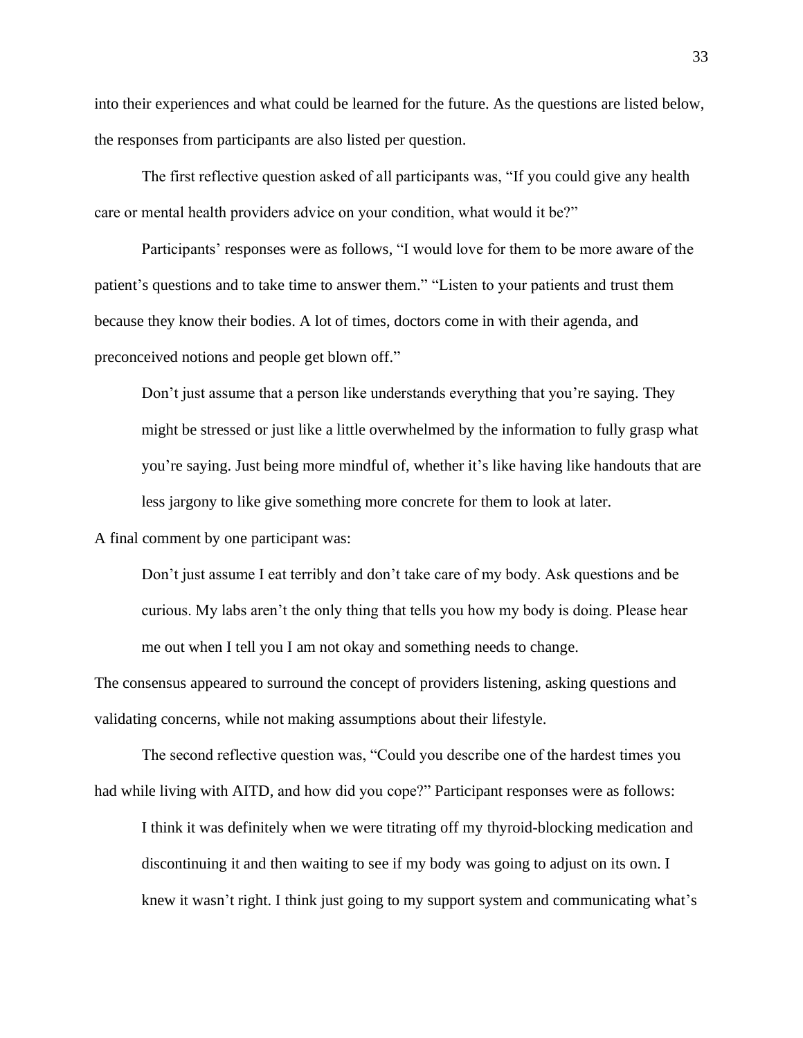into their experiences and what could be learned for the future. As the questions are listed below, the responses from participants are also listed per question.

The first reflective question asked of all participants was, "If you could give any health care or mental health providers advice on your condition, what would it be?"

Participants' responses were as follows, "I would love for them to be more aware of the patient's questions and to take time to answer them." "Listen to your patients and trust them because they know their bodies. A lot of times, doctors come in with their agenda, and preconceived notions and people get blown off."

> Don't just assume that a person like understands everything that you're saying. They might be stressed or just like a little overwhelmed by the information to fully grasp what you're saying. Just being more mindful of, whether it's like having like handouts that are less jargony to like give something more concrete for them to look at later.

A final comment by one participant was:

> Don't just assume I eat terribly and don't take care of my body. Ask questions and be curious. My labs aren't the only thing that tells you how my body is doing. Please hear me out when I tell you I am not okay and something needs to change.

The consensus appeared to surround the concept of providers listening, asking questions and validating concerns, while not making assumptions about their lifestyle.

The second reflective question was, "Could you describe one of the hardest times you had while living with AITD, and how did you cope?" Participant responses were as follows:

> I think it was definitely when we were titrating off my thyroid-blocking medication and discontinuing it and then waiting to see if my body was going to adjust on its own. I knew it wasn't right. I think just going to my support system and communicating what's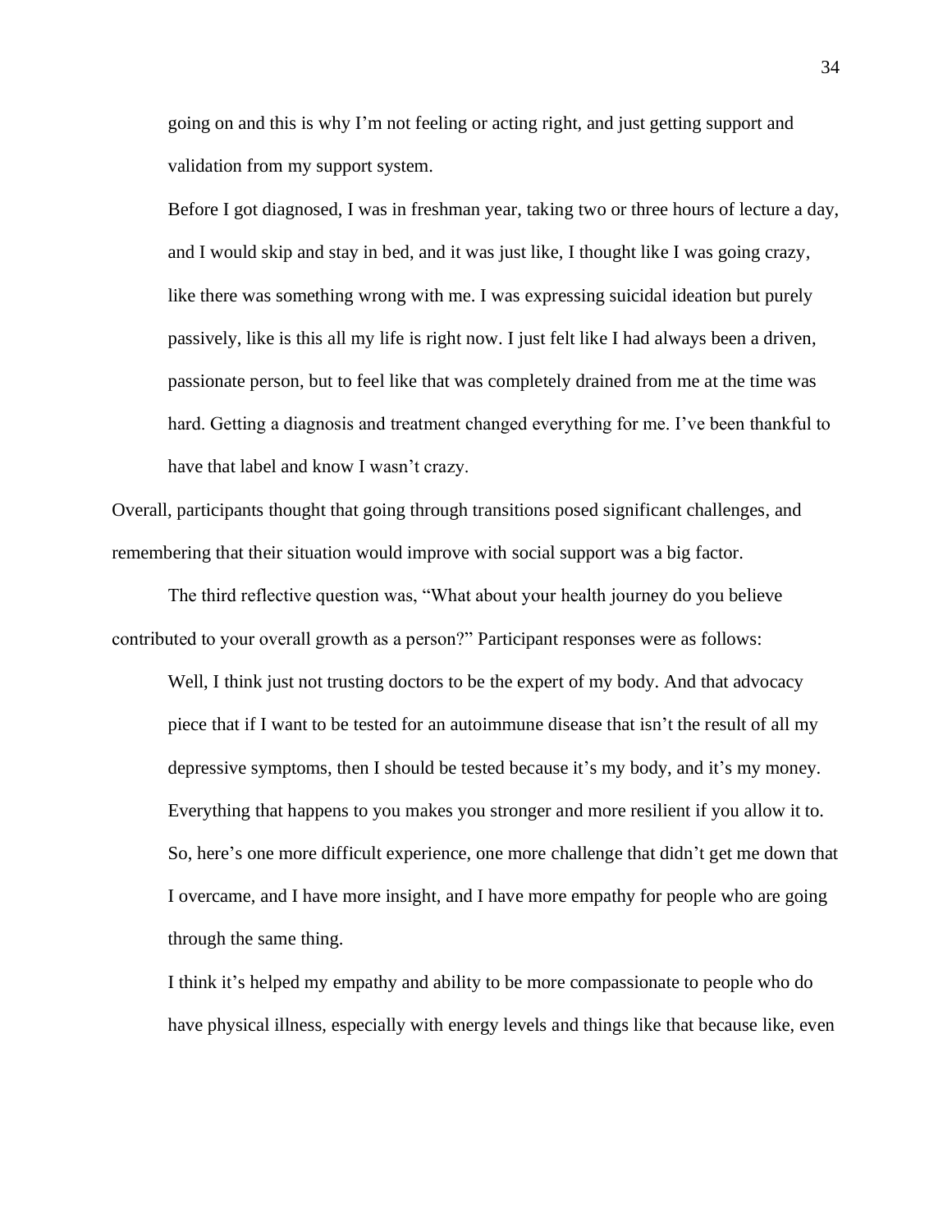going on and this is why I'm not feeling or acting right, and just getting support and validation from my support system.

> Before I got diagnosed, I was in freshman year, taking two or three hours of lecture a day, and I would skip and stay in bed, and it was just like, I thought like I was going crazy, like there was something wrong with me. I was expressing suicidal ideation but purely passively, like is this all my life is right now. I just felt like I had always been a driven, passionate person, but to feel like that was completely drained from me at the time was hard. Getting a diagnosis and treatment changed everything for me. I've been thankful to have that label and know I wasn't crazy.

Overall, participants thought that going through transitions posed significant challenges, and remembering that their situation would improve with social support was a big factor.

The third reflective question was, "What about your health journey do you believe contributed to your overall growth as a person?" Participant responses were as follows:

> Well, I think just not trusting doctors to be the expert of my body. And that advocacy piece that if I want to be tested for an autoimmune disease that isn't the result of all my depressive symptoms, then I should be tested because it's my body, and it's my money.

> Everything that happens to you makes you stronger and more resilient if you allow it to. So, here's one more difficult experience, one more challenge that didn't get me down that I overcame, and I have more insight, and I have more empathy for people who are going through the same thing.

> I think it's helped my empathy and ability to be more compassionate to people who do have physical illness, especially with energy levels and things like that because like, even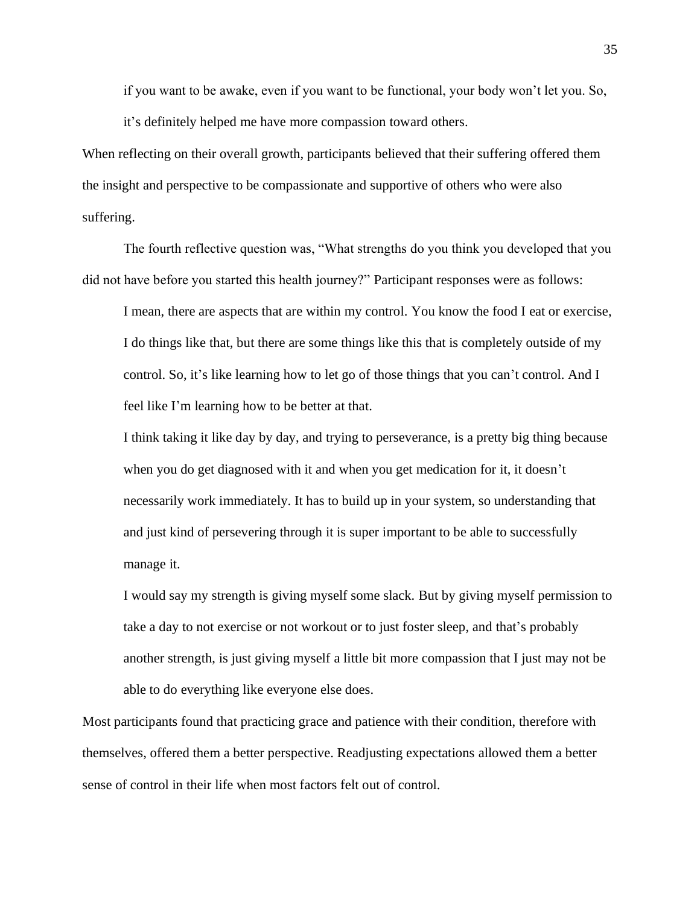> if you want to be awake, even if you want to be functional, your body won't let you. So, it's definitely helped me have more compassion toward others.

When reflecting on their overall growth, participants believed that their suffering offered them the insight and perspective to be compassionate and supportive of others who were also suffering.

The fourth reflective question was, "What strengths do you think you developed that you did not have before you started this health journey?" Participant responses were as follows:

> I mean, there are aspects that are within my control. You know the food I eat or exercise, I do things like that, but there are some things like this that is completely outside of my control. So, it's like learning how to let go of those things that you can't control. And I feel like I'm learning how to be better at that.
>
> I think taking it like day by day, and trying to perseverance, is a pretty big thing because when you do get diagnosed with it and when you get medication for it, it doesn't necessarily work immediately. It has to build up in your system, so understanding that and just kind of persevering through it is super important to be able to successfully manage it.
>
> I would say my strength is giving myself some slack. But by giving myself permission to take a day to not exercise or not workout or to just foster sleep, and that's probably another strength, is just giving myself a little bit more compassion that I just may not be able to do everything like everyone else does.

Most participants found that practicing grace and patience with their condition, therefore with themselves, offered them a better perspective. Readjusting expectations allowed them a better sense of control in their life when most factors felt out of control.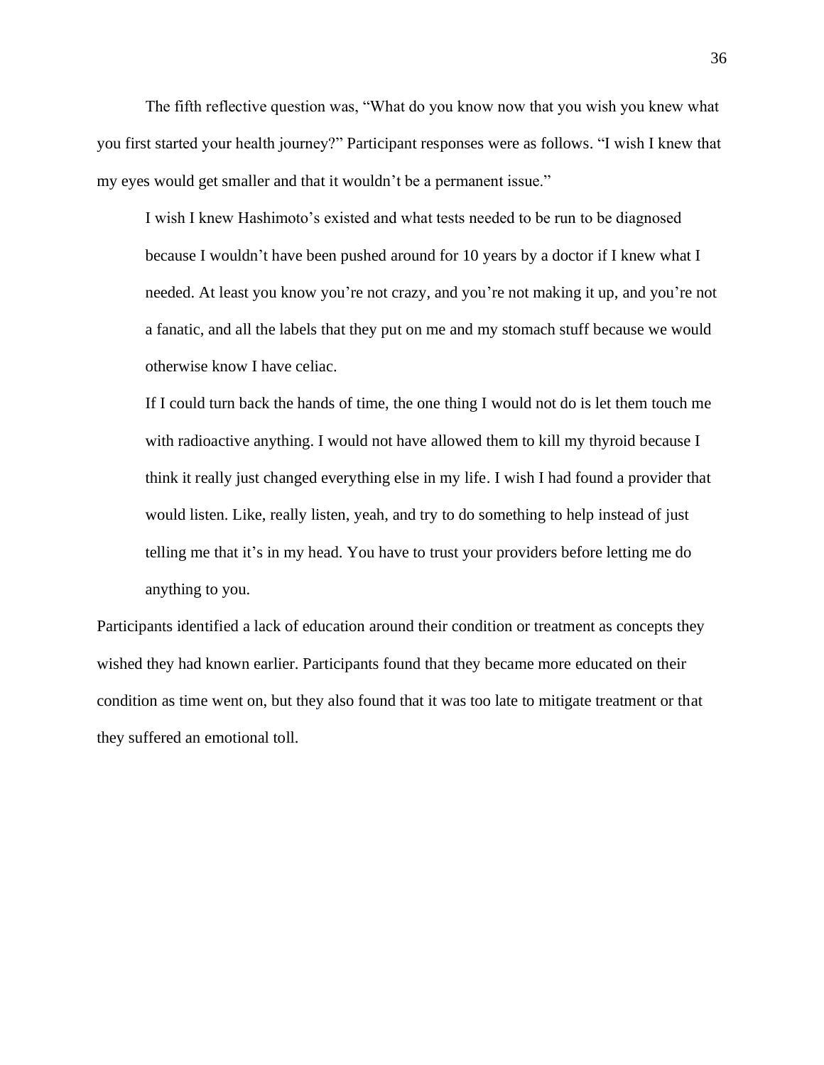The fifth reflective question was, "What do you know now that you wish you knew what you first started your health journey?" Participant responses were as follows. "I wish I knew that my eyes would get smaller and that it wouldn't be a permanent issue."

> I wish I knew Hashimoto's existed and what tests needed to be run to be diagnosed because I wouldn't have been pushed around for 10 years by a doctor if I knew what I needed. At least you know you're not crazy, and you're not making it up, and you're not a fanatic, and all the labels that they put on me and my stomach stuff because we would otherwise know I have celiac.
>
> If I could turn back the hands of time, the one thing I would not do is let them touch me with radioactive anything. I would not have allowed them to kill my thyroid because I think it really just changed everything else in my life. I wish I had found a provider that would listen. Like, really listen, yeah, and try to do something to help instead of just telling me that it's in my head. You have to trust your providers before letting me do anything to you.

Participants identified a lack of education around their condition or treatment as concepts they wished they had known earlier. Participants found that they became more educated on their condition as time went on, but they also found that it was too late to mitigate treatment or that they suffered an emotional toll.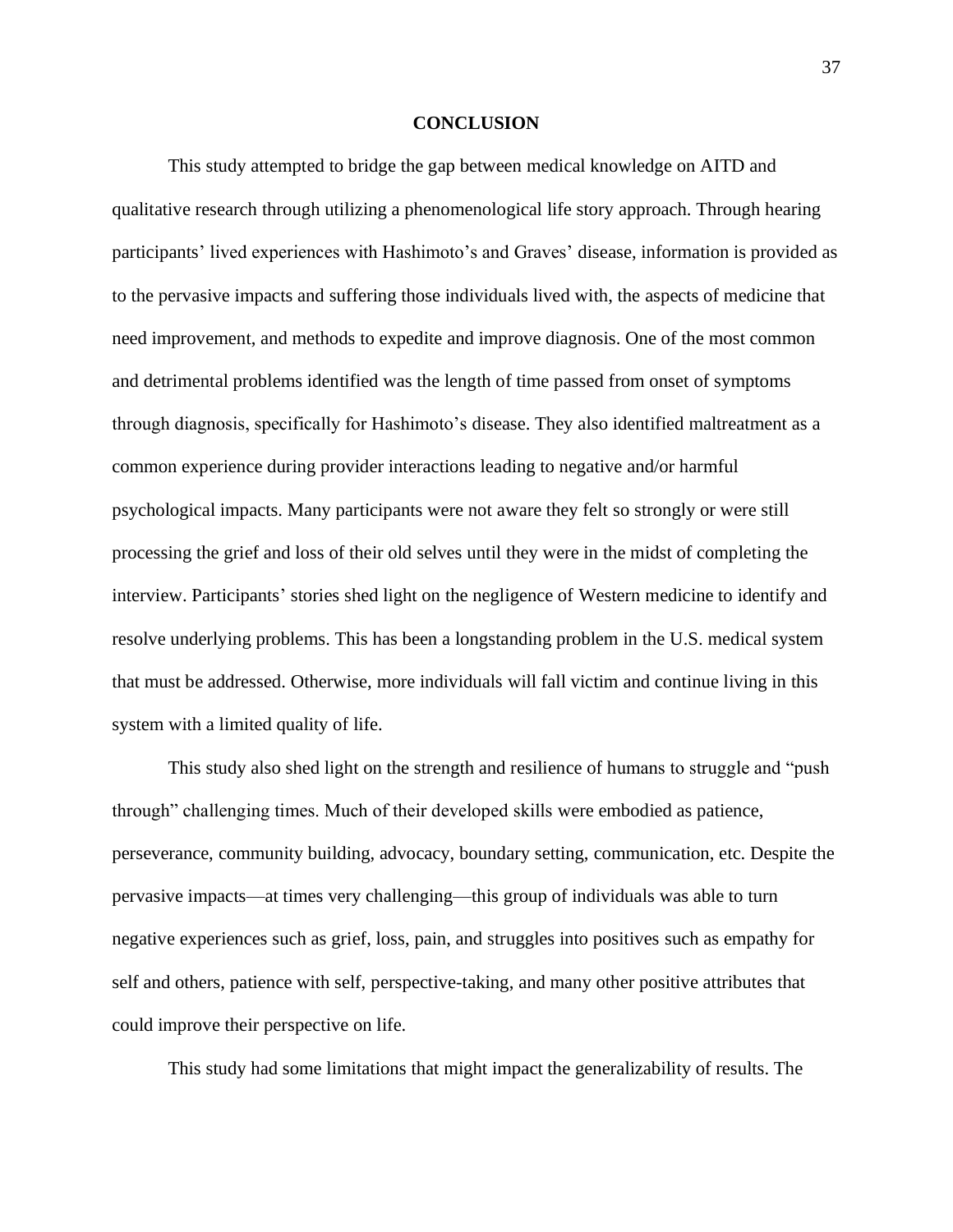## CONCLUSION

This study attempted to bridge the gap between medical knowledge on AITD and qualitative research through utilizing a phenomenological life story approach. Through hearing participants' lived experiences with Hashimoto's and Graves' disease, information is provided as to the pervasive impacts and suffering those individuals lived with, the aspects of medicine that need improvement, and methods to expedite and improve diagnosis. One of the most common and detrimental problems identified was the length of time passed from onset of symptoms through diagnosis, specifically for Hashimoto's disease. They also identified maltreatment as a common experience during provider interactions leading to negative and/or harmful psychological impacts. Many participants were not aware they felt so strongly or were still processing the grief and loss of their old selves until they were in the midst of completing the interview. Participants' stories shed light on the negligence of Western medicine to identify and resolve underlying problems. This has been a longstanding problem in the U.S. medical system that must be addressed. Otherwise, more individuals will fall victim and continue living in this system with a limited quality of life.

This study also shed light on the strength and resilience of humans to struggle and "push through" challenging times. Much of their developed skills were embodied as patience, perseverance, community building, advocacy, boundary setting, communication, etc. Despite the pervasive impacts—at times very challenging—this group of individuals was able to turn negative experiences such as grief, loss, pain, and struggles into positives such as empathy for self and others, patience with self, perspective-taking, and many other positive attributes that could improve their perspective on life.

This study had some limitations that might impact the generalizability of results. The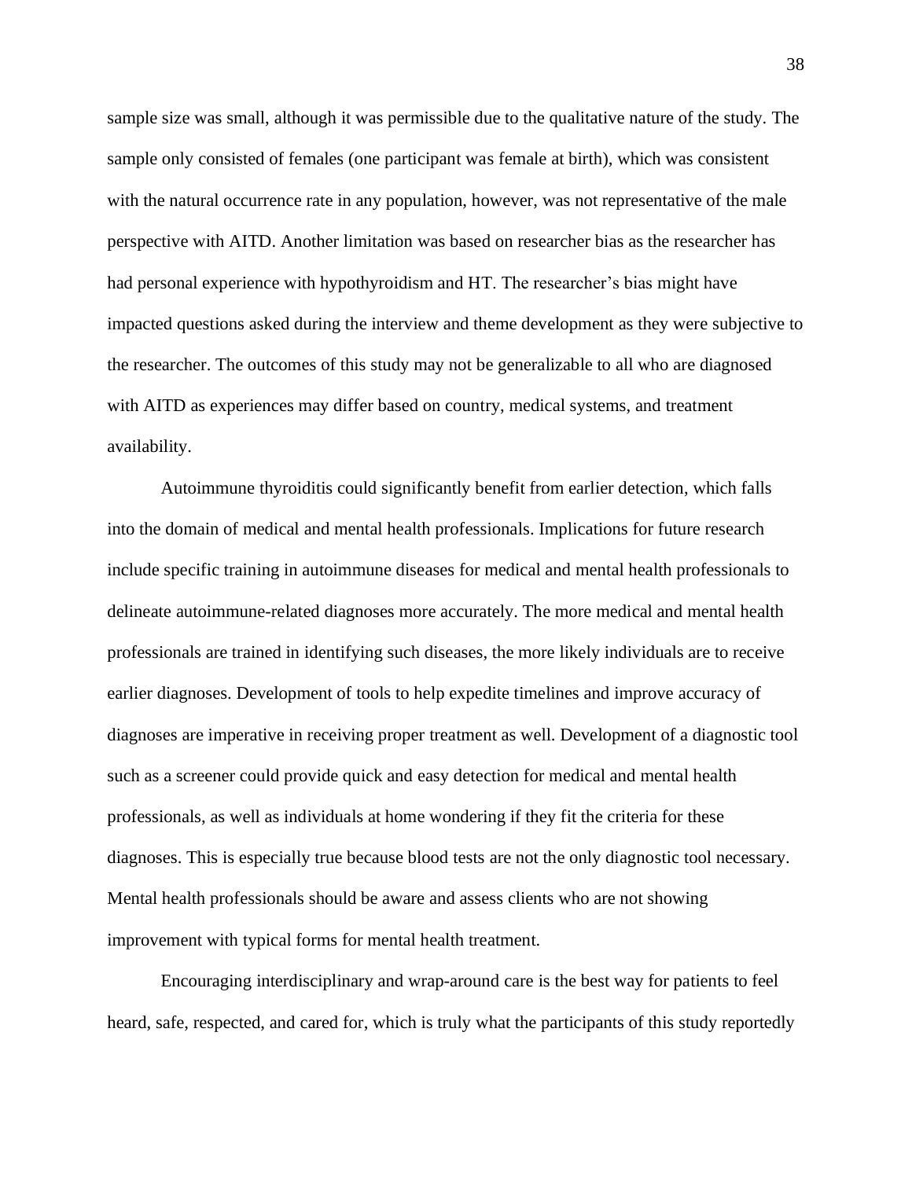sample size was small, although it was permissible due to the qualitative nature of the study. The sample only consisted of females (one participant was female at birth), which was consistent with the natural occurrence rate in any population, however, was not representative of the male perspective with AITD. Another limitation was based on researcher bias as the researcher has had personal experience with hypothyroidism and HT. The researcher's bias might have impacted questions asked during the interview and theme development as they were subjective to the researcher. The outcomes of this study may not be generalizable to all who are diagnosed with AITD as experiences may differ based on country, medical systems, and treatment availability.

Autoimmune thyroiditis could significantly benefit from earlier detection, which falls into the domain of medical and mental health professionals. Implications for future research include specific training in autoimmune diseases for medical and mental health professionals to delineate autoimmune-related diagnoses more accurately. The more medical and mental health professionals are trained in identifying such diseases, the more likely individuals are to receive earlier diagnoses. Development of tools to help expedite timelines and improve accuracy of diagnoses are imperative in receiving proper treatment as well. Development of a diagnostic tool such as a screener could provide quick and easy detection for medical and mental health professionals, as well as individuals at home wondering if they fit the criteria for these diagnoses. This is especially true because blood tests are not the only diagnostic tool necessary. Mental health professionals should be aware and assess clients who are not showing improvement with typical forms for mental health treatment.

Encouraging interdisciplinary and wrap-around care is the best way for patients to feel heard, safe, respected, and cared for, which is truly what the participants of this study reportedly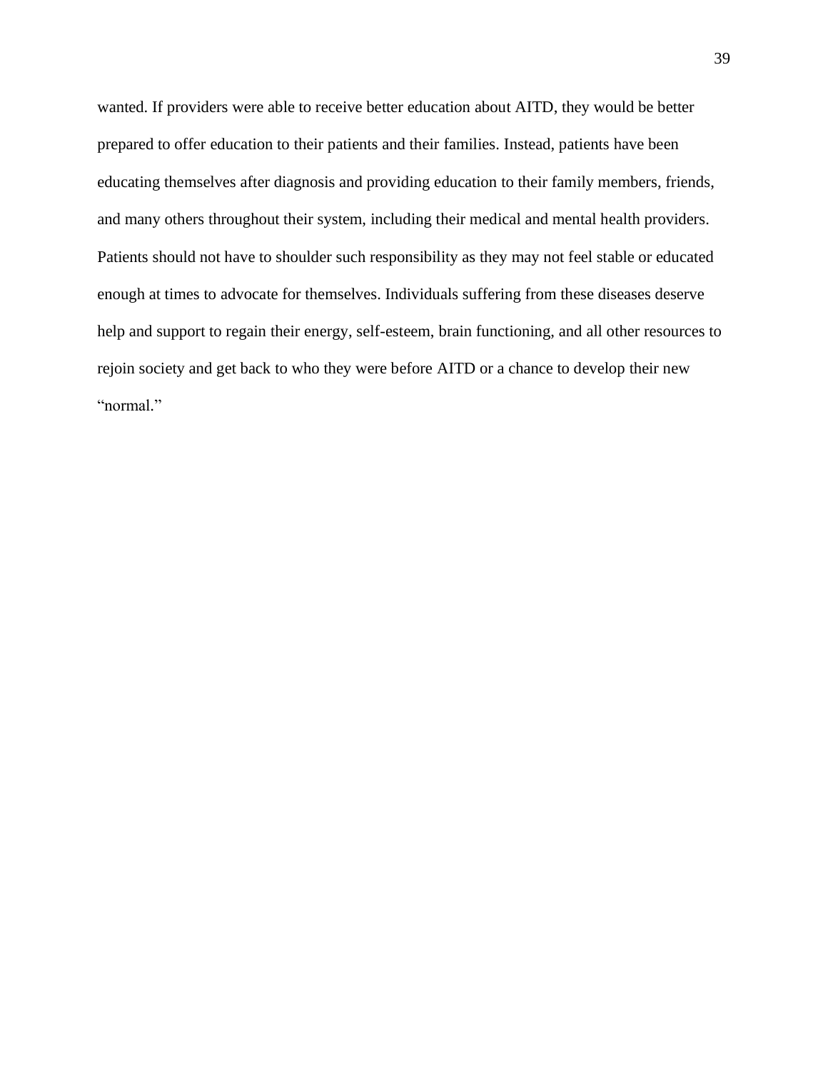wanted. If providers were able to receive better education about AITD, they would be better prepared to offer education to their patients and their families. Instead, patients have been educating themselves after diagnosis and providing education to their family members, friends, and many others throughout their system, including their medical and mental health providers. Patients should not have to shoulder such responsibility as they may not feel stable or educated enough at times to advocate for themselves. Individuals suffering from these diseases deserve help and support to regain their energy, self-esteem, brain functioning, and all other resources to rejoin society and get back to who they were before AITD or a chance to develop their new "normal."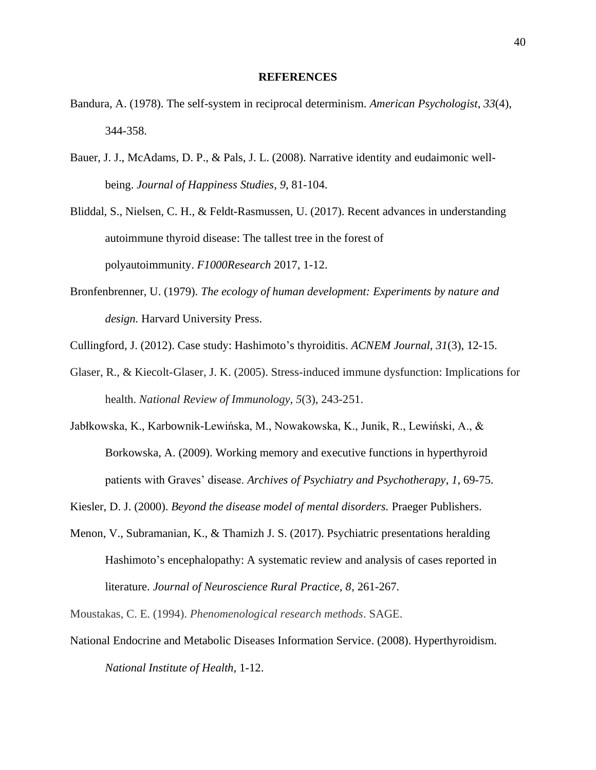# REFERENCES

Bandura, A. (1978). The self-system in reciprocal determinism. *American Psychologist*, *33*(4), 344-358.

Bauer, J. J., McAdams, D. P., & Pals, J. L. (2008). Narrative identity and eudaimonic well-being. *Journal of Happiness Studies*, *9*, 81-104.

Bliddal, S., Nielsen, C. H., & Feldt-Rasmussen, U. (2017). Recent advances in understanding autoimmune thyroid disease: The tallest tree in the forest of polyautoimmunity. *F1000Research* 2017, 1-12.

Bronfenbrenner, U. (1979). *The ecology of human development: Experiments by nature and design.* Harvard University Press.

Cullingford, J. (2012). Case study: Hashimoto's thyroiditis. *ACNEM Journal*, *31*(3), 12-15.

Glaser, R., & Kiecolt-Glaser, J. K. (2005). Stress-induced immune dysfunction: Implications for health. *National Review of Immunology, 5*(3), 243-251.

Jabłkowska, K., Karbownik-Lewińska, M., Nowakowska, K., Junik, R., Lewiński, A., & Borkowska, A. (2009). Working memory and executive functions in hyperthyroid patients with Graves' disease. *Archives of Psychiatry and Psychotherapy*, *1*, 69-75.

Kiesler, D. J. (2000). *Beyond the disease model of mental disorders.* Praeger Publishers.

Menon, V., Subramanian, K., & Thamizh J. S. (2017). Psychiatric presentations heralding Hashimoto's encephalopathy: A systematic review and analysis of cases reported in literature. *Journal of Neuroscience Rural Practice, 8*, 261-267.

Moustakas, C. E. (1994). *Phenomenological research methods*. SAGE.

National Endocrine and Metabolic Diseases Information Service. (2008). Hyperthyroidism. *National Institute of Health,* 1-12.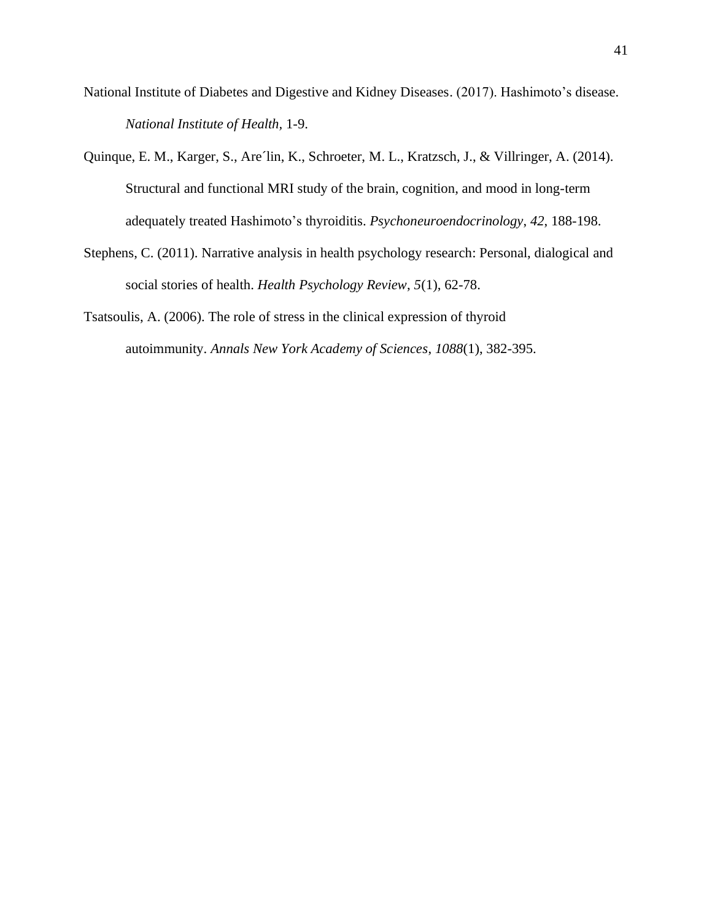National Institute of Diabetes and Digestive and Kidney Diseases. (2017). Hashimoto's disease. *National Institute of Health,* 1-9.

Quinque, E. M., Karger, S., Are´lin, K., Schroeter, M. L., Kratzsch, J., & Villringer, A. (2014). Structural and functional MRI study of the brain, cognition, and mood in long-term adequately treated Hashimoto's thyroiditis. *Psychoneuroendocrinology*, *42*, 188-198.

Stephens, C. (2011). Narrative analysis in health psychology research: Personal, dialogical and social stories of health. *Health Psychology Review*, *5*(1), 62-78.

Tsatsoulis, A. (2006). The role of stress in the clinical expression of thyroid autoimmunity. *Annals New York Academy of Sciences*, *1088*(1), 382-395.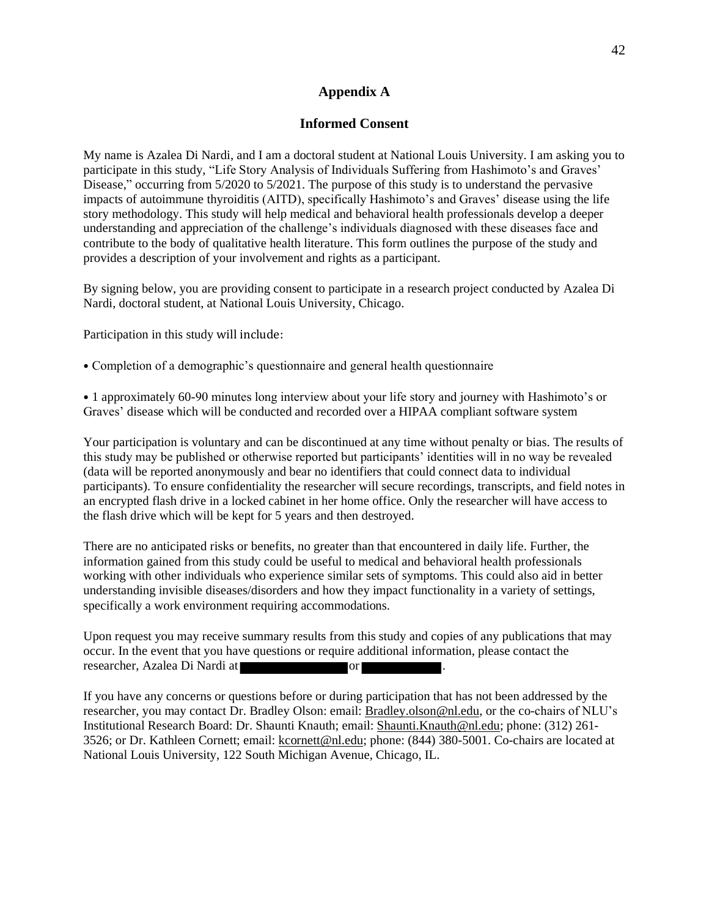## Appendix A

### Informed Consent

My name is Azalea Di Nardi, and I am a doctoral student at National Louis University. I am asking you to participate in this study, "Life Story Analysis of Individuals Suffering from Hashimoto's and Graves' Disease," occurring from 5/2020 to 5/2021. The purpose of this study is to understand the pervasive impacts of autoimmune thyroiditis (AITD), specifically Hashimoto's and Graves' disease using the life story methodology. This study will help medical and behavioral health professionals develop a deeper understanding and appreciation of the challenge's individuals diagnosed with these diseases face and contribute to the body of qualitative health literature. This form outlines the purpose of the study and provides a description of your involvement and rights as a participant.

By signing below, you are providing consent to participate in a research project conducted by Azalea Di Nardi, doctoral student, at National Louis University, Chicago.

Participation in this study will include:

- Completion of a demographic's questionnaire and general health questionnaire

- 1 approximately 60-90 minutes long interview about your life story and journey with Hashimoto's or Graves' disease which will be conducted and recorded over a HIPAA compliant software system

Your participation is voluntary and can be discontinued at any time without penalty or bias. The results of this study may be published or otherwise reported but participants' identities will in no way be revealed (data will be reported anonymously and bear no identifiers that could connect data to individual participants). To ensure confidentiality the researcher will secure recordings, transcripts, and field notes in an encrypted flash drive in a locked cabinet in her home office. Only the researcher will have access to the flash drive which will be kept for 5 years and then destroyed.

There are no anticipated risks or benefits, no greater than that encountered in daily life. Further, the information gained from this study could be useful to medical and behavioral health professionals working with other individuals who experience similar sets of symptoms. This could also aid in better understanding invisible diseases/disorders and how they impact functionality in a variety of settings, specifically a work environment requiring accommodations.

Upon request you may receive summary results from this study and copies of any publications that may occur. In the event that you have questions or require additional information, please contact the researcher, Azalea Di Nardi at [redacted] or [redacted].

If you have any concerns or questions before or during participation that has not been addressed by the researcher, you may contact Dr. Bradley Olson: email: Bradley.olson@nl.edu, or the co-chairs of NLU's Institutional Research Board: Dr. Shaunti Knauth; email: Shaunti.Knauth@nl.edu; phone: (312) 261-3526; or Dr. Kathleen Cornett; email: kcornett@nl.edu; phone: (844) 380-5001. Co-chairs are located at National Louis University, 122 South Michigan Avenue, Chicago, IL.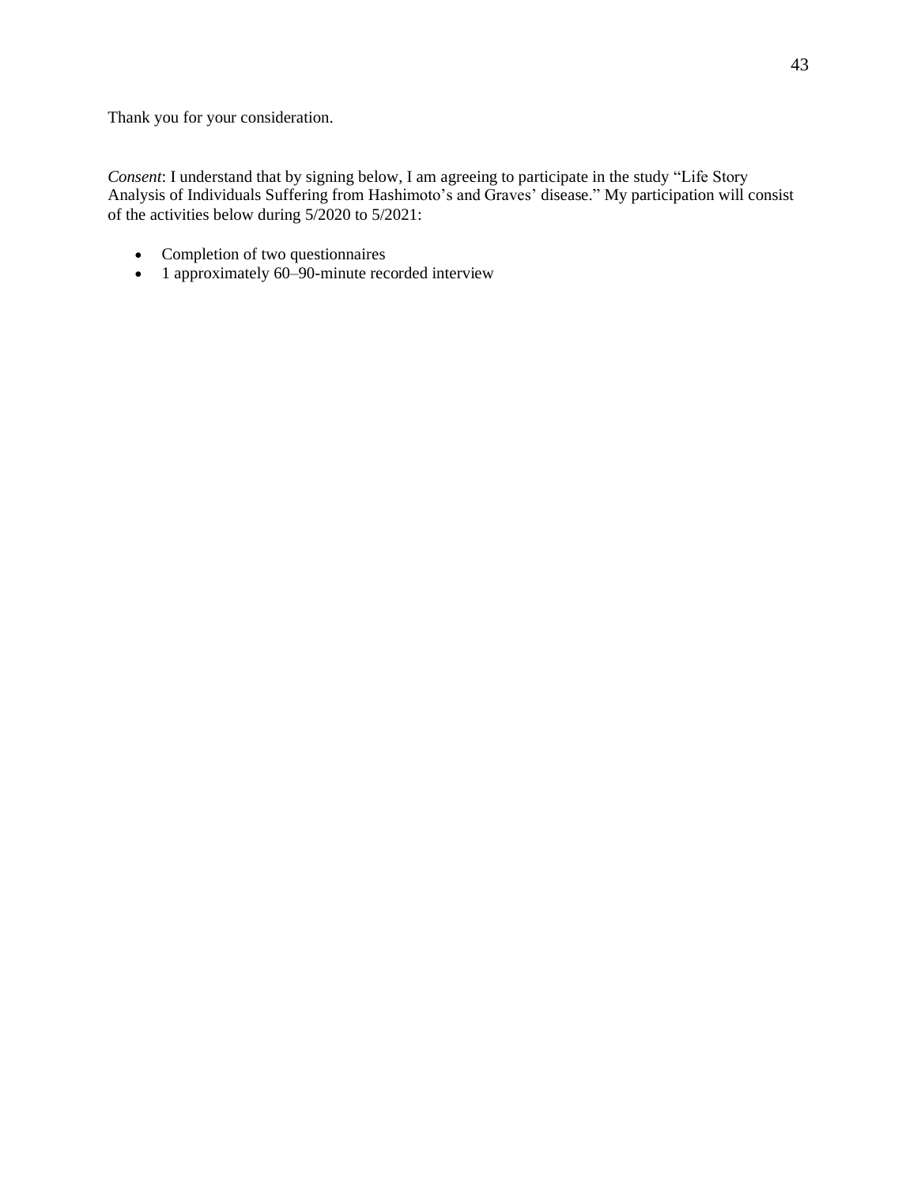Thank you for your consideration.

*Consent*: I understand that by signing below, I am agreeing to participate in the study "Life Story Analysis of Individuals Suffering from Hashimoto's and Graves' disease." My participation will consist of the activities below during 5/2020 to 5/2021:

- Completion of two questionnaires
- 1 approximately 60–90-minute recorded interview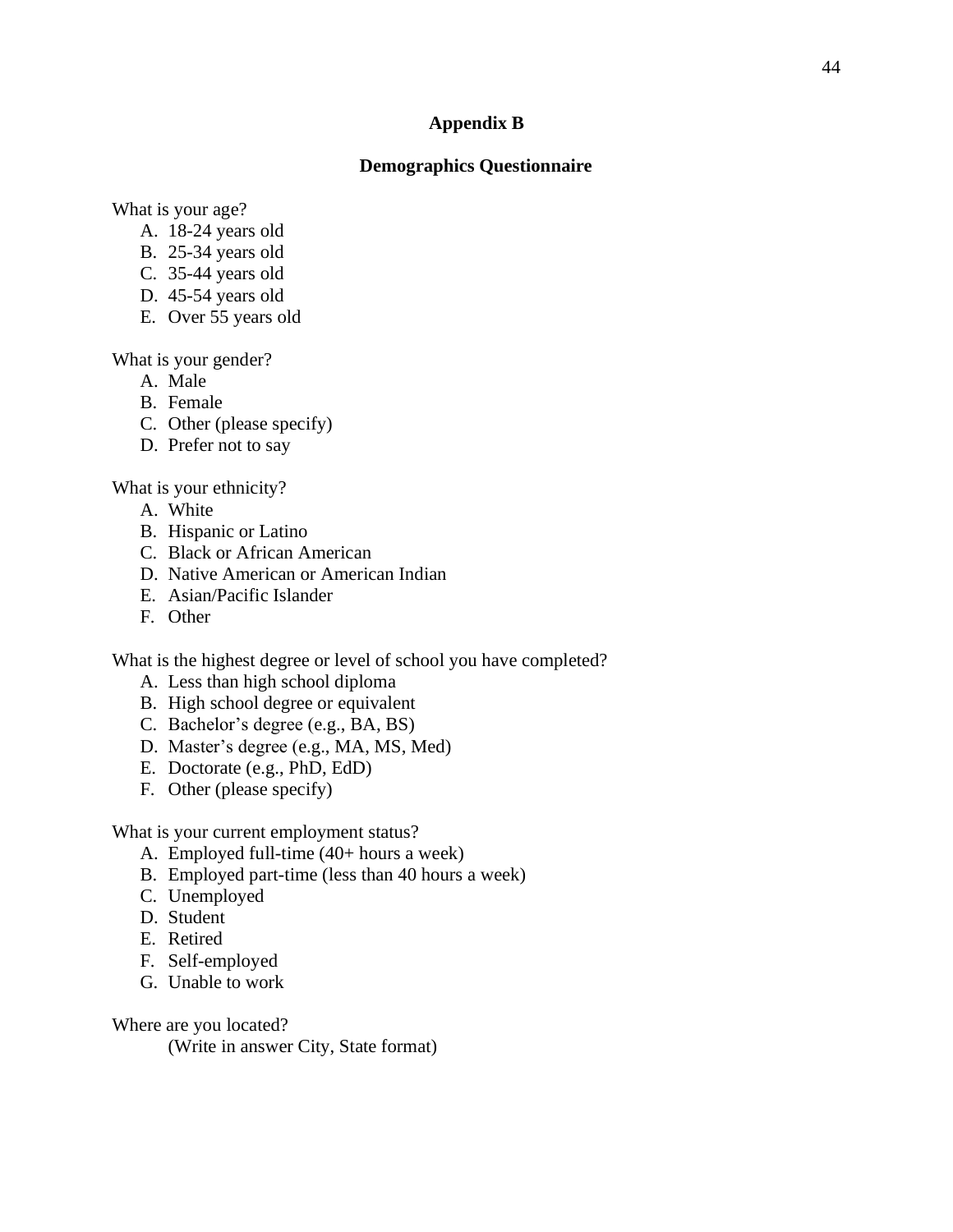# Appendix B

## Demographics Questionnaire

What is your age?

A. 18-24 years old
B. 25-34 years old
C. 35-44 years old
D. 45-54 years old
E. Over 55 years old

What is your gender?

A. Male
B. Female
C. Other (please specify)
D. Prefer not to say

What is your ethnicity?

A. White
B. Hispanic or Latino
C. Black or African American
D. Native American or American Indian
E. Asian/Pacific Islander
F. Other

What is the highest degree or level of school you have completed?

A. Less than high school diploma
B. High school degree or equivalent
C. Bachelor's degree (e.g., BA, BS)
D. Master's degree (e.g., MA, MS, Med)
E. Doctorate (e.g., PhD, EdD)
F. Other (please specify)

What is your current employment status?

A. Employed full-time (40+ hours a week)
B. Employed part-time (less than 40 hours a week)
C. Unemployed
D. Student
E. Retired
F. Self-employed
G. Unable to work

Where are you located?

(Write in answer City, State format)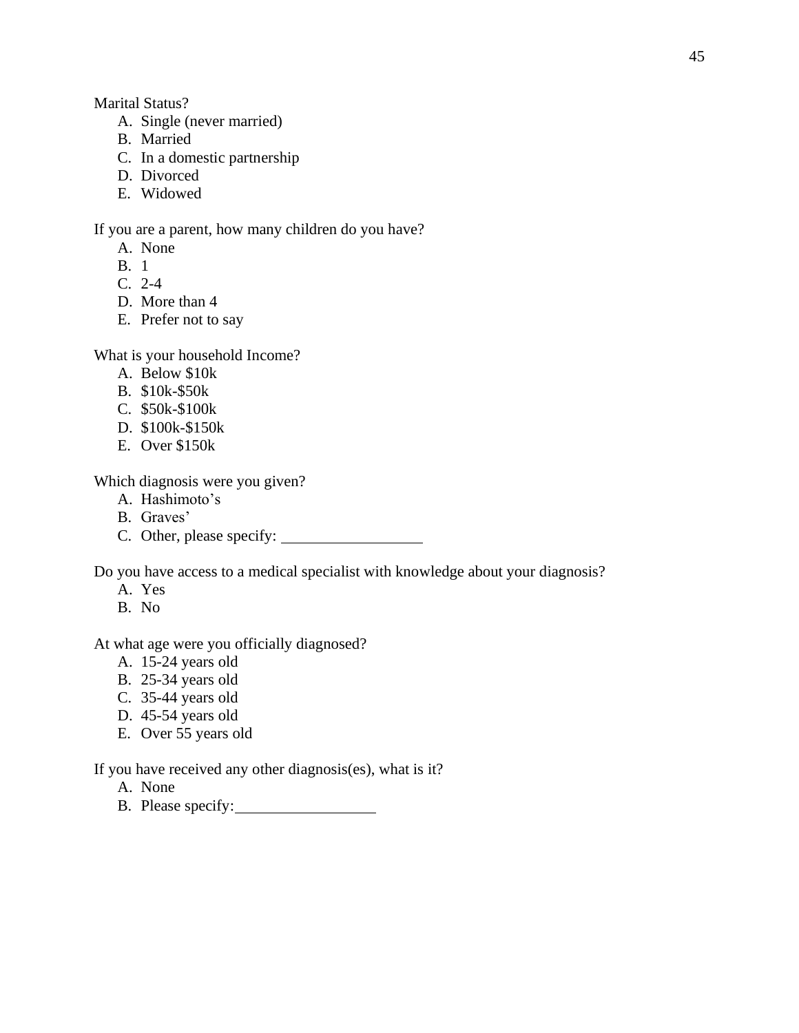Marital Status?

A. Single (never married)
B. Married
C. In a domestic partnership
D. Divorced
E. Widowed

If you are a parent, how many children do you have?

A. None
B. 1
C. 2-4
D. More than 4
E. Prefer not to say

What is your household Income?

A. Below $10k
B. $10k-$50k
C. $50k-$100k
D. $100k-$150k
E. Over $150k

Which diagnosis were you given?

A. Hashimoto's
B. Graves'
C. Other, please specify: ___________________

Do you have access to a medical specialist with knowledge about your diagnosis?

A. Yes
B. No

At what age were you officially diagnosed?

A. 15-24 years old
B. 25-34 years old
C. 35-44 years old
D. 45-54 years old
E. Over 55 years old

If you have received any other diagnosis(es), what is it?

A. None
B. Please specify: ___________________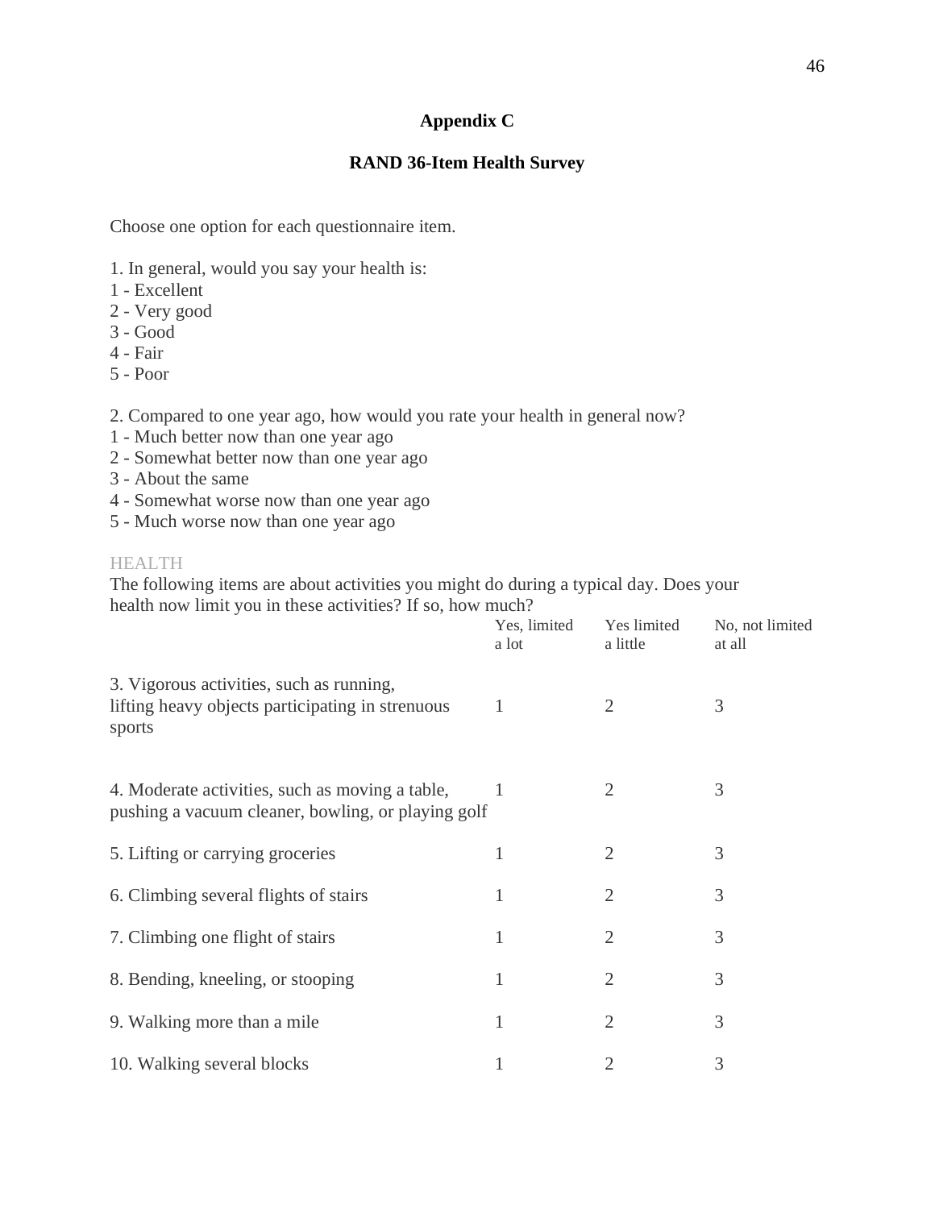## Appendix C

## RAND 36-Item Health Survey

Choose one option for each questionnaire item.

1. In general, would you say your health is:
1 - Excellent
2 - Very good
3 - Good
4 - Fair
5 - Poor

2. Compared to one year ago, how would you rate your health in general now?
1 - Much better now than one year ago
2 - Somewhat better now than one year ago
3 - About the same
4 - Somewhat worse now than one year ago
5 - Much worse now than one year ago

HEALTH

The following items are about activities you might do during a typical day. Does your health now limit you in these activities? If so, how much?

| | Yes, limited a lot | Yes limited a little | No, not limited at all |
|---|---|---|---|
| 3. Vigorous activities, such as running, lifting heavy objects participating in strenuous sports | 1 | 2 | 3 |
| 4. Moderate activities, such as moving a table, pushing a vacuum cleaner, bowling, or playing golf | 1 | 2 | 3 |
| 5. Lifting or carrying groceries | 1 | 2 | 3 |
| 6. Climbing several flights of stairs | 1 | 2 | 3 |
| 7. Climbing one flight of stairs | 1 | 2 | 3 |
| 8. Bending, kneeling, or stooping | 1 | 2 | 3 |
| 9. Walking more than a mile | 1 | 2 | 3 |
| 10. Walking several blocks | 1 | 2 | 3 |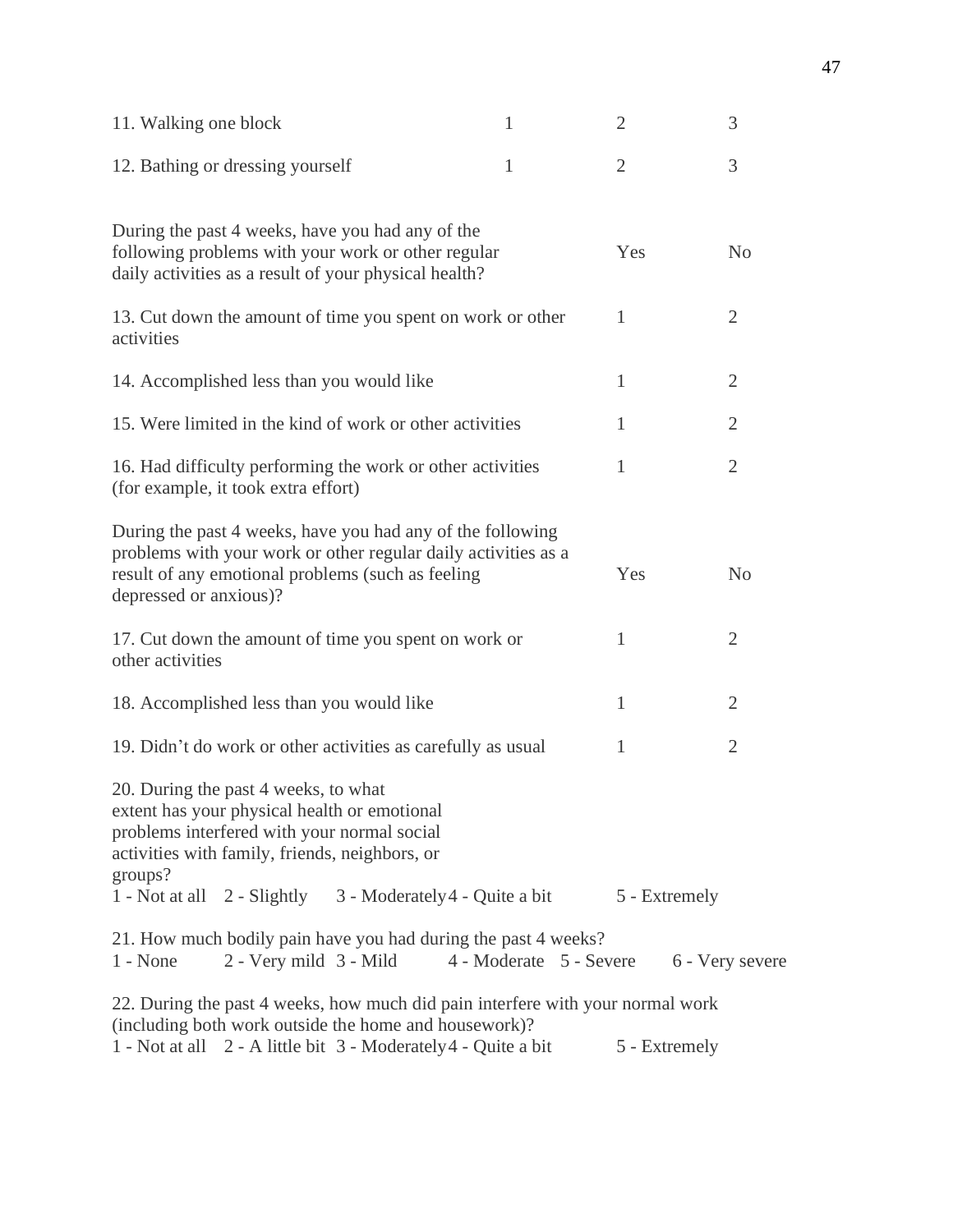| | | | |
|---|---|---|---|
| 11. Walking one block | 1 | 2 | 3 |
| 12. Bathing or dressing yourself | 1 | 2 | 3 |

| During the past 4 weeks, have you had any of the following problems with your work or other regular daily activities as a result of your physical health? | Yes | No |
|---|---|---|
| 13. Cut down the amount of time you spent on work or other activities | 1 | 2 |
| 14. Accomplished less than you would like | 1 | 2 |
| 15. Were limited in the kind of work or other activities | 1 | 2 |
| 16. Had difficulty performing the work or other activities (for example, it took extra effort) | 1 | 2 |

| During the past 4 weeks, have you had any of the following problems with your work or other regular daily activities as a result of any emotional problems (such as feeling depressed or anxious)? | Yes | No |
|---|---|---|
| 17. Cut down the amount of time you spent on work or other activities | 1 | 2 |
| 18. Accomplished less than you would like | 1 | 2 |
| 19. Didn't do work or other activities as carefully as usual | 1 | 2 |

20. During the past 4 weeks, to what extent has your physical health or emotional problems interfered with your normal social activities with family, friends, neighbors, or groups?
1 - Not at all  2 - Slightly  3 - Moderately  4 - Quite a bit  5 - Extremely

21. How much bodily pain have you had during the past 4 weeks?
1 - None  2 - Very mild  3 - Mild  4 - Moderate  5 - Severe  6 - Very severe

22. During the past 4 weeks, how much did pain interfere with your normal work (including both work outside the home and housework)?
1 - Not at all  2 - A little bit  3 - Moderately  4 - Quite a bit  5 - Extremely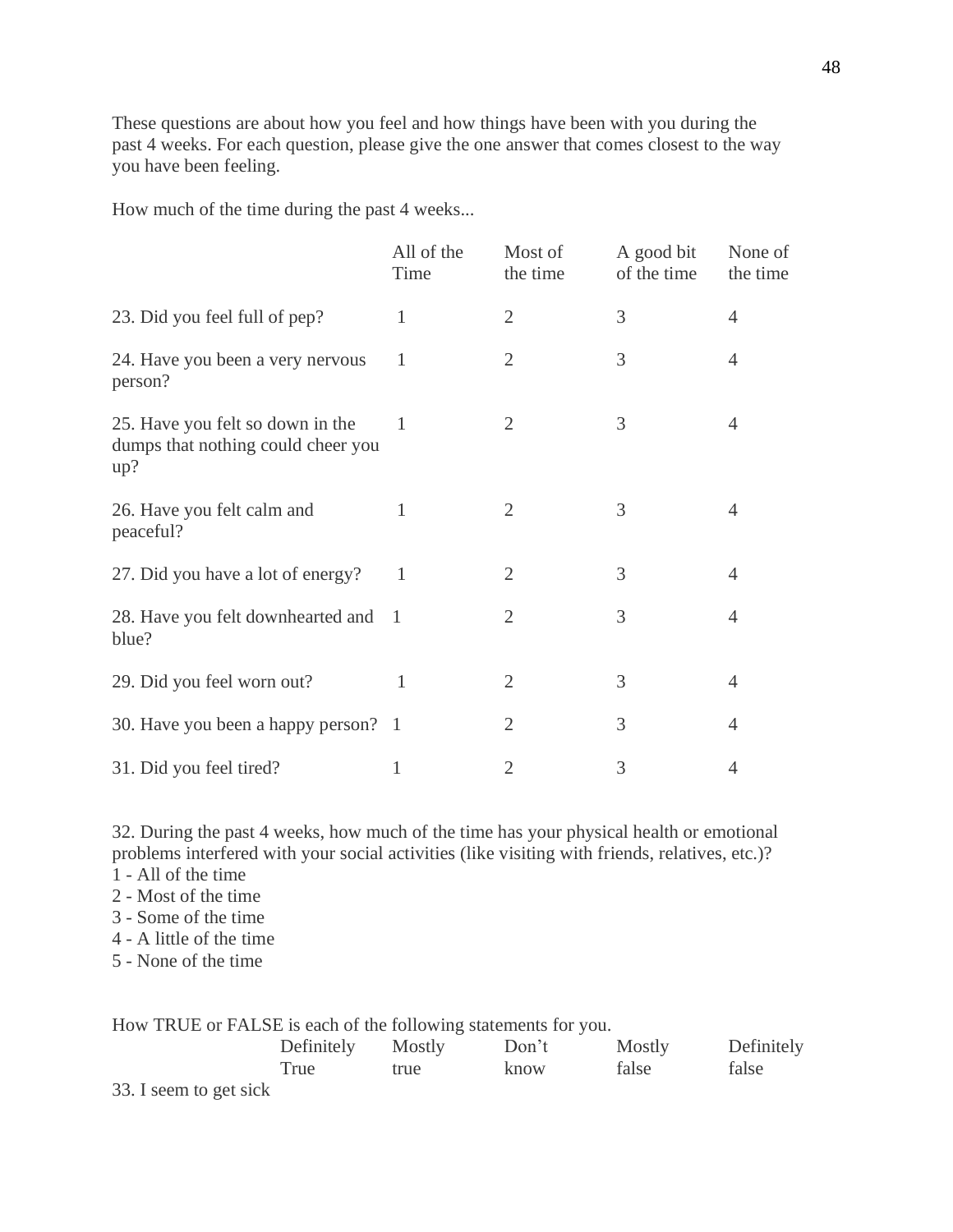These questions are about how you feel and how things have been with you during the past 4 weeks. For each question, please give the one answer that comes closest to the way you have been feeling.

How much of the time during the past 4 weeks...

| | All of the Time | Most of the time | A good bit of the time | None of the time |
|---|---|---|---|---|
| 23. Did you feel full of pep? | 1 | 2 | 3 | 4 |
| 24. Have you been a very nervous person? | 1 | 2 | 3 | 4 |
| 25. Have you felt so down in the dumps that nothing could cheer you up? | 1 | 2 | 3 | 4 |
| 26. Have you felt calm and peaceful? | 1 | 2 | 3 | 4 |
| 27. Did you have a lot of energy? | 1 | 2 | 3 | 4 |
| 28. Have you felt downhearted and blue? | 1 | 2 | 3 | 4 |
| 29. Did you feel worn out? | 1 | 2 | 3 | 4 |
| 30. Have you been a happy person? | 1 | 2 | 3 | 4 |
| 31. Did you feel tired? | 1 | 2 | 3 | 4 |

32. During the past 4 weeks, how much of the time has your physical health or emotional problems interfered with your social activities (like visiting with friends, relatives, etc.)?
1 - All of the time
2 - Most of the time
3 - Some of the time
4 - A little of the time
5 - None of the time

How TRUE or FALSE is each of the following statements for you.

| | Definitely True | Mostly true | Don't know | Mostly false | Definitely false |
|---|---|---|---|---|---|
| 33. I seem to get sick | | | | | |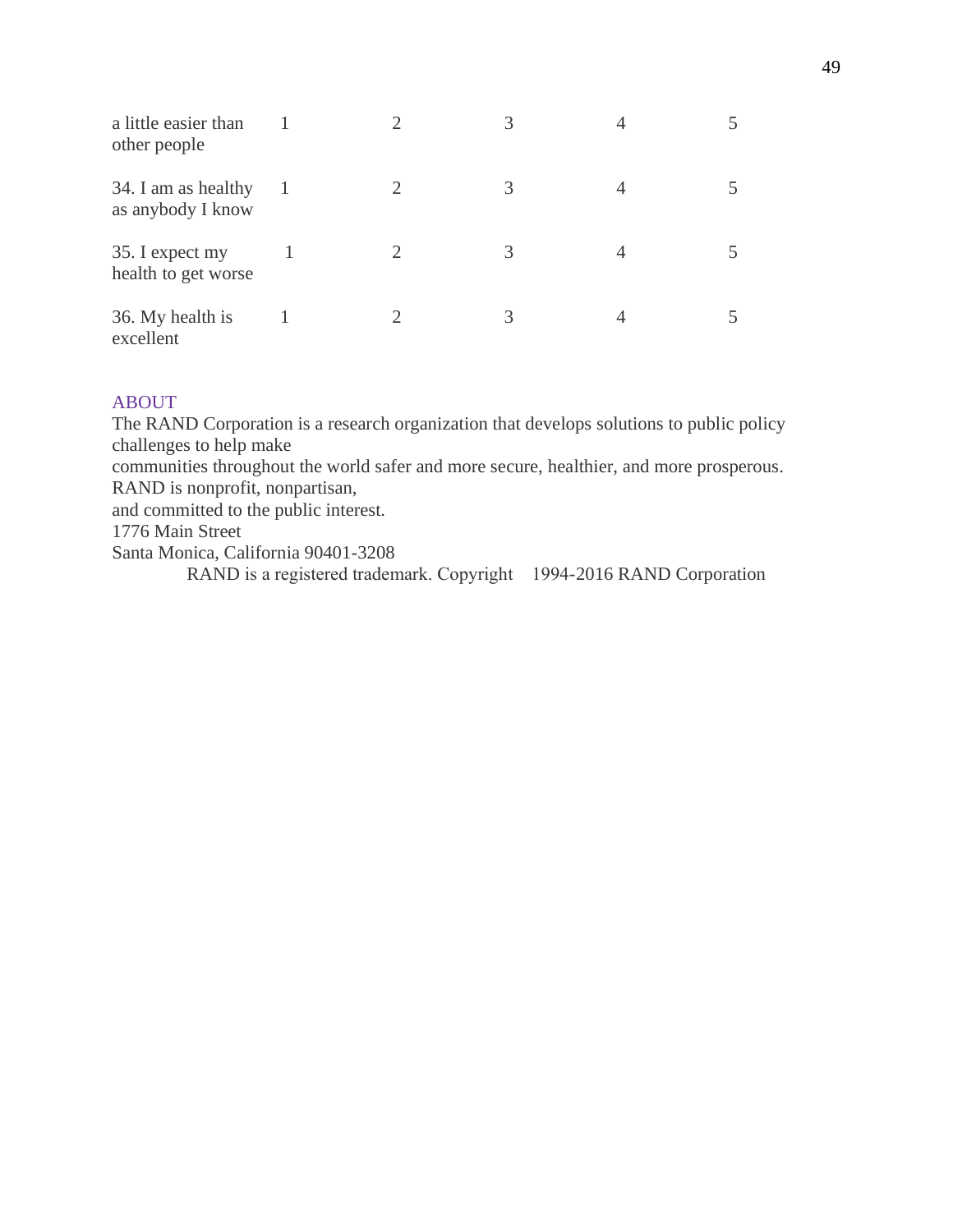| | | | | | |
|---|---|---|---|---|---|
| a little easier than other people | 1 | 2 | 3 | 4 | 5 |
| 34. I am as healthy as anybody I know | 1 | 2 | 3 | 4 | 5 |
| 35. I expect my health to get worse | 1 | 2 | 3 | 4 | 5 |
| 36. My health is excellent | 1 | 2 | 3 | 4 | 5 |

ABOUT

The RAND Corporation is a research organization that develops solutions to public policy challenges to help make
communities throughout the world safer and more secure, healthier, and more prosperous. RAND is nonprofit, nonpartisan,
and committed to the public interest.
1776 Main Street
Santa Monica, California 90401-3208

RAND is a registered trademark. Copyright 1994-2016 RAND Corporation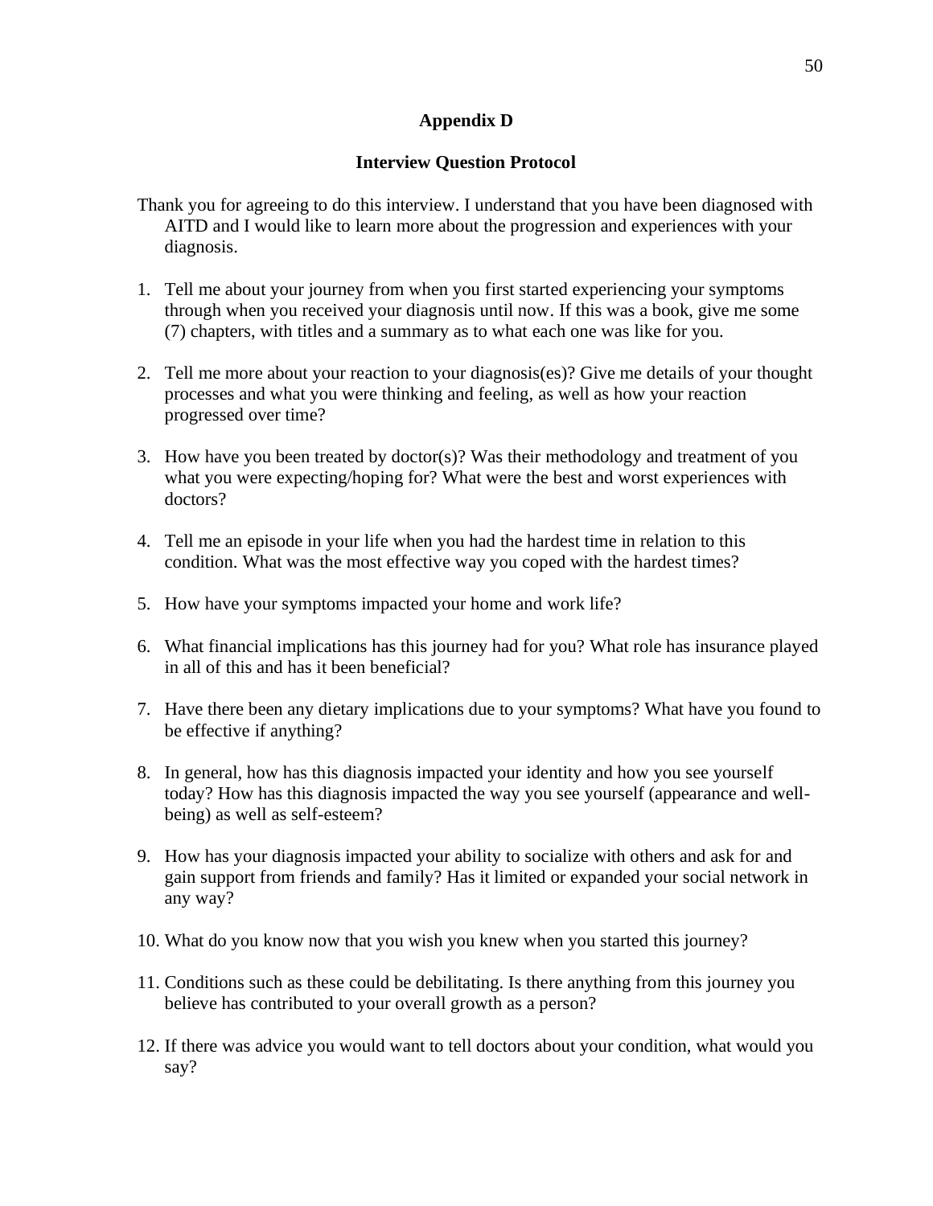# Appendix D

## Interview Question Protocol

Thank you for agreeing to do this interview. I understand that you have been diagnosed with AITD and I would like to learn more about the progression and experiences with your diagnosis.

1. Tell me about your journey from when you first started experiencing your symptoms through when you received your diagnosis until now. If this was a book, give me some (7) chapters, with titles and a summary as to what each one was like for you.

2. Tell me more about your reaction to your diagnosis(es)? Give me details of your thought processes and what you were thinking and feeling, as well as how your reaction progressed over time?

3. How have you been treated by doctor(s)? Was their methodology and treatment of you what you were expecting/hoping for? What were the best and worst experiences with doctors?

4. Tell me an episode in your life when you had the hardest time in relation to this condition. What was the most effective way you coped with the hardest times?

5. How have your symptoms impacted your home and work life?

6. What financial implications has this journey had for you? What role has insurance played in all of this and has it been beneficial?

7. Have there been any dietary implications due to your symptoms? What have you found to be effective if anything?

8. In general, how has this diagnosis impacted your identity and how you see yourself today? How has this diagnosis impacted the way you see yourself (appearance and well-being) as well as self-esteem?

9. How has your diagnosis impacted your ability to socialize with others and ask for and gain support from friends and family? Has it limited or expanded your social network in any way?

10. What do you know now that you wish you knew when you started this journey?

11. Conditions such as these could be debilitating. Is there anything from this journey you believe has contributed to your overall growth as a person?

12. If there was advice you would want to tell doctors about your condition, what would you say?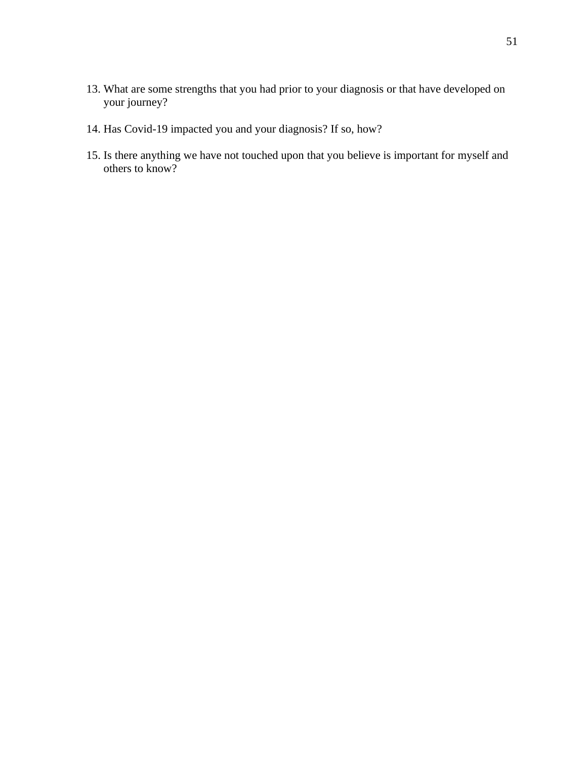13. What are some strengths that you had prior to your diagnosis or that have developed on your journey?

14. Has Covid-19 impacted you and your diagnosis? If so, how?

15. Is there anything we have not touched upon that you believe is important for myself and others to know?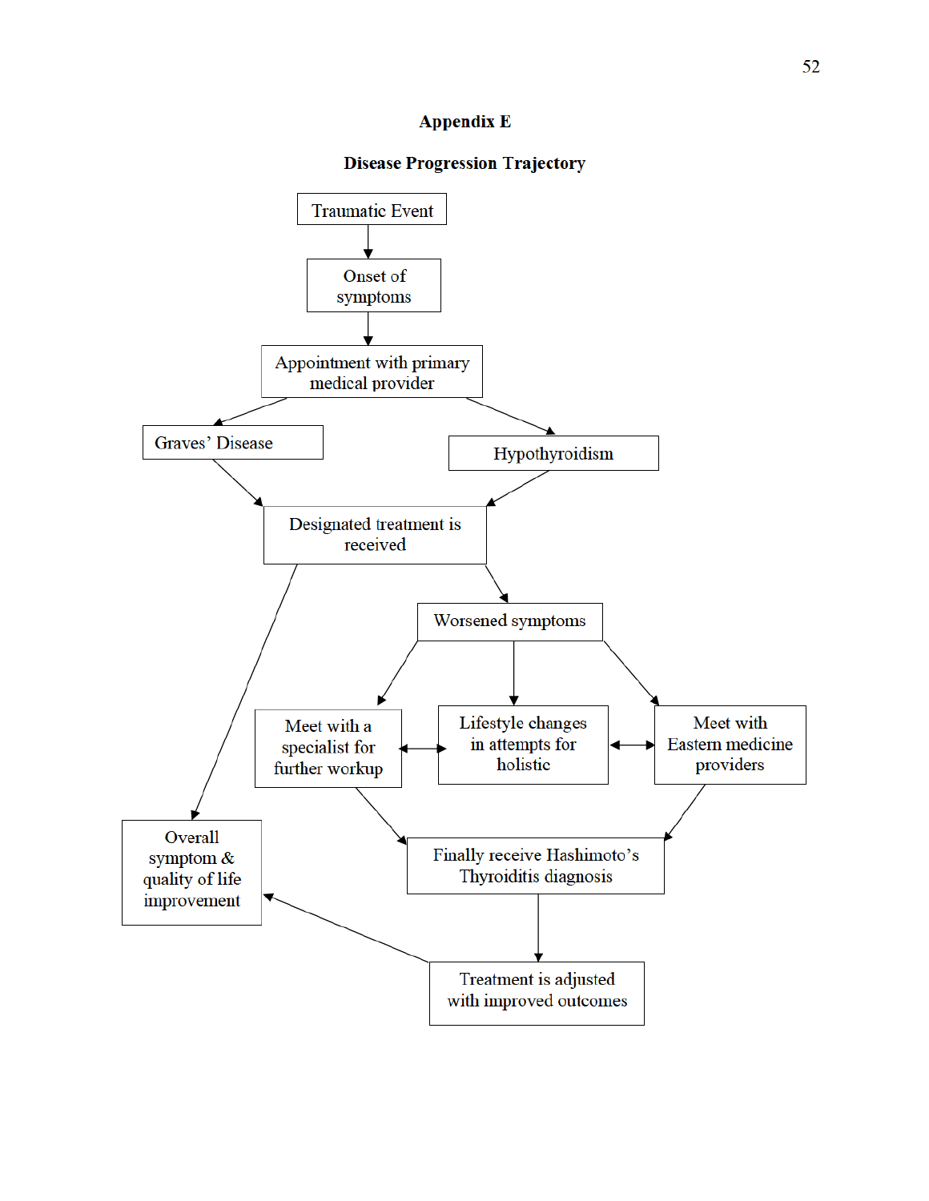# Appendix E

## Disease Progression Trajectory

Traumatic Event

Onset of symptoms

Appointment with primary medical provider

Graves' Disease

Hypothyroidism

Designated treatment is received

Worsened symptoms

Meet with a specialist for further workup

Lifestyle changes in attempts for holistic

Meet with Eastern medicine providers

Overall symptom & quality of life improvement

Finally receive Hashimoto's Thyroiditis diagnosis

Treatment is adjusted with improved outcomes